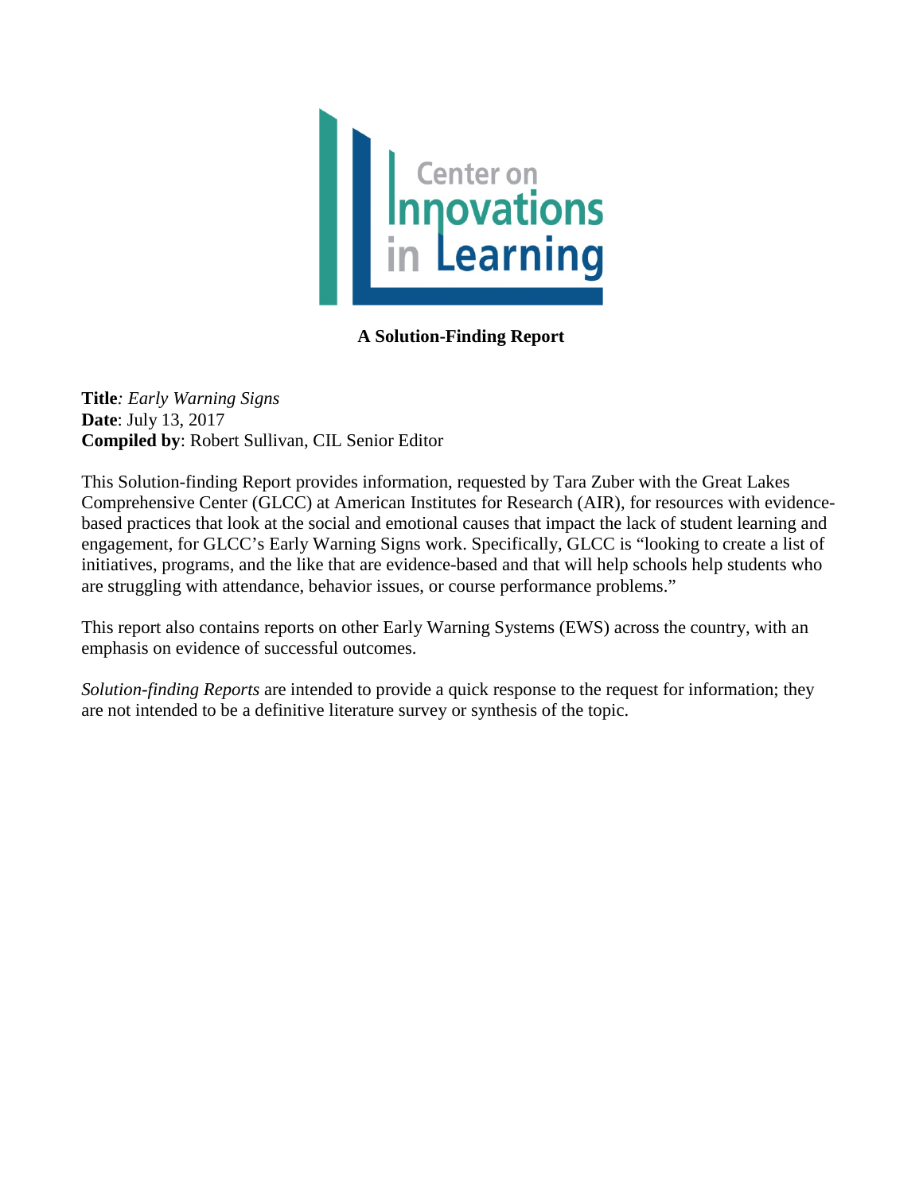Center on Innovations in Learning

**A Solution-Finding Report**

**Title**: *Early Warning Signs*
**Date**: July 13, 2017
**Compiled by**: Robert Sullivan, CIL Senior Editor

This Solution-finding Report provides information, requested by Tara Zuber with the Great Lakes Comprehensive Center (GLCC) at American Institutes for Research (AIR), for resources with evidence-based practices that look at the social and emotional causes that impact the lack of student learning and engagement, for GLCC's Early Warning Signs work. Specifically, GLCC is "looking to create a list of initiatives, programs, and the like that are evidence-based and that will help schools help students who are struggling with attendance, behavior issues, or course performance problems."

This report also contains reports on other Early Warning Systems (EWS) across the country, with an emphasis on evidence of successful outcomes.

*Solution-finding Reports* are intended to provide a quick response to the request for information; they are not intended to be a definitive literature survey or synthesis of the topic.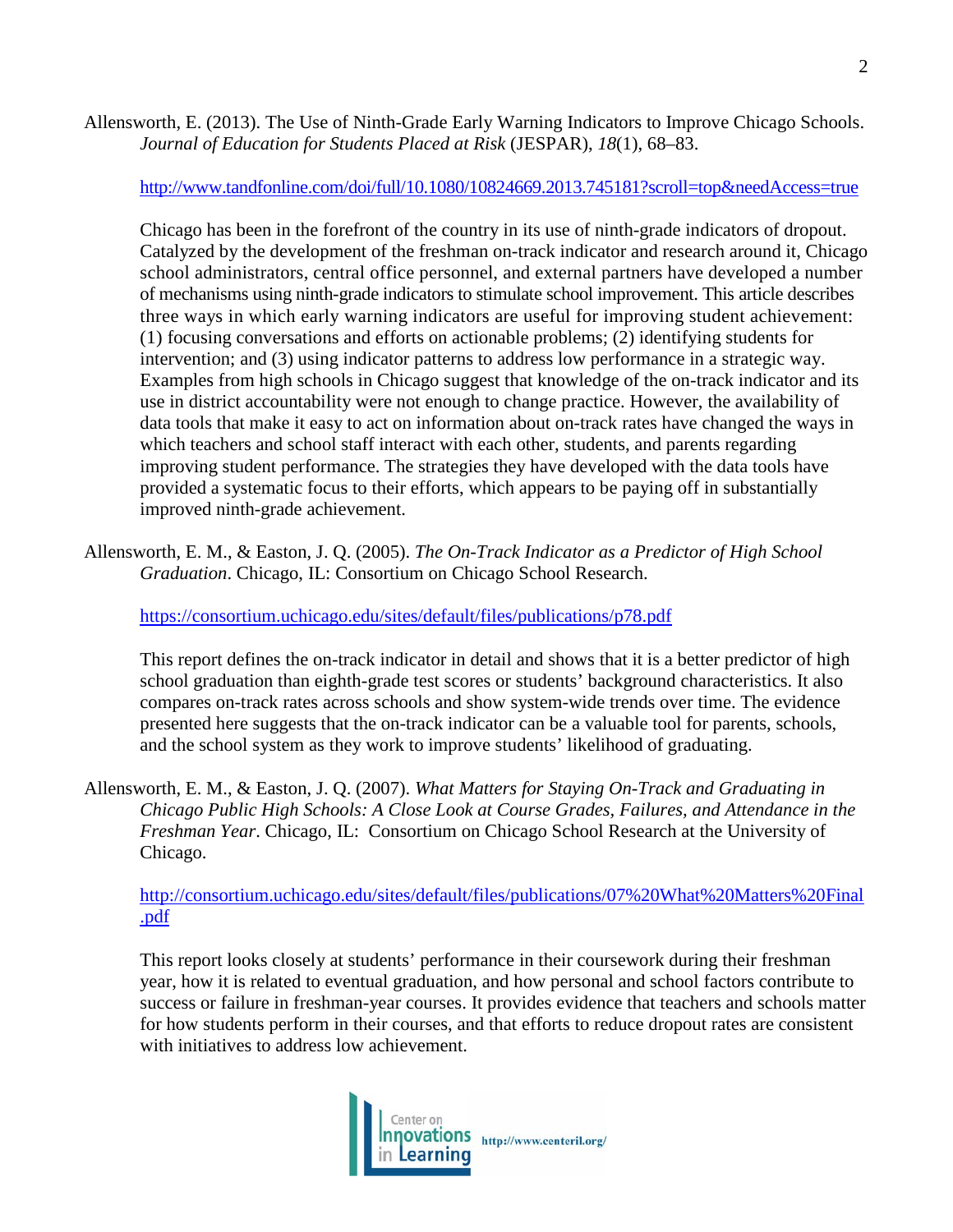Allensworth, E. (2013). The Use of Ninth-Grade Early Warning Indicators to Improve Chicago Schools. *Journal of Education for Students Placed at Risk* (JESPAR), *18*(1), 68–83.

http://www.tandfonline.com/doi/full/10.1080/10824669.2013.745181?scroll=top&needAccess=true

Chicago has been in the forefront of the country in its use of ninth-grade indicators of dropout. Catalyzed by the development of the freshman on-track indicator and research around it, Chicago school administrators, central office personnel, and external partners have developed a number of mechanisms using ninth-grade indicators to stimulate school improvement. This article describes three ways in which early warning indicators are useful for improving student achievement: (1) focusing conversations and efforts on actionable problems; (2) identifying students for intervention; and (3) using indicator patterns to address low performance in a strategic way. Examples from high schools in Chicago suggest that knowledge of the on-track indicator and its use in district accountability were not enough to change practice. However, the availability of data tools that make it easy to act on information about on-track rates have changed the ways in which teachers and school staff interact with each other, students, and parents regarding improving student performance. The strategies they have developed with the data tools have provided a systematic focus to their efforts, which appears to be paying off in substantially improved ninth-grade achievement.

Allensworth, E. M., & Easton, J. Q. (2005). *The On-Track Indicator as a Predictor of High School Graduation*. Chicago, IL: Consortium on Chicago School Research.

https://consortium.uchicago.edu/sites/default/files/publications/p78.pdf

This report defines the on-track indicator in detail and shows that it is a better predictor of high school graduation than eighth-grade test scores or students' background characteristics. It also compares on-track rates across schools and show system-wide trends over time. The evidence presented here suggests that the on-track indicator can be a valuable tool for parents, schools, and the school system as they work to improve students' likelihood of graduating.

Allensworth, E. M., & Easton, J. Q. (2007). *What Matters for Staying On-Track and Graduating in Chicago Public High Schools: A Close Look at Course Grades, Failures, and Attendance in the Freshman Year*. Chicago, IL: Consortium on Chicago School Research at the University of Chicago.

http://consortium.uchicago.edu/sites/default/files/publications/07%20What%20Matters%20Final.pdf

This report looks closely at students' performance in their coursework during their freshman year, how it is related to eventual graduation, and how personal and school factors contribute to success or failure in freshman-year courses. It provides evidence that teachers and schools matter for how students perform in their courses, and that efforts to reduce dropout rates are consistent with initiatives to address low achievement.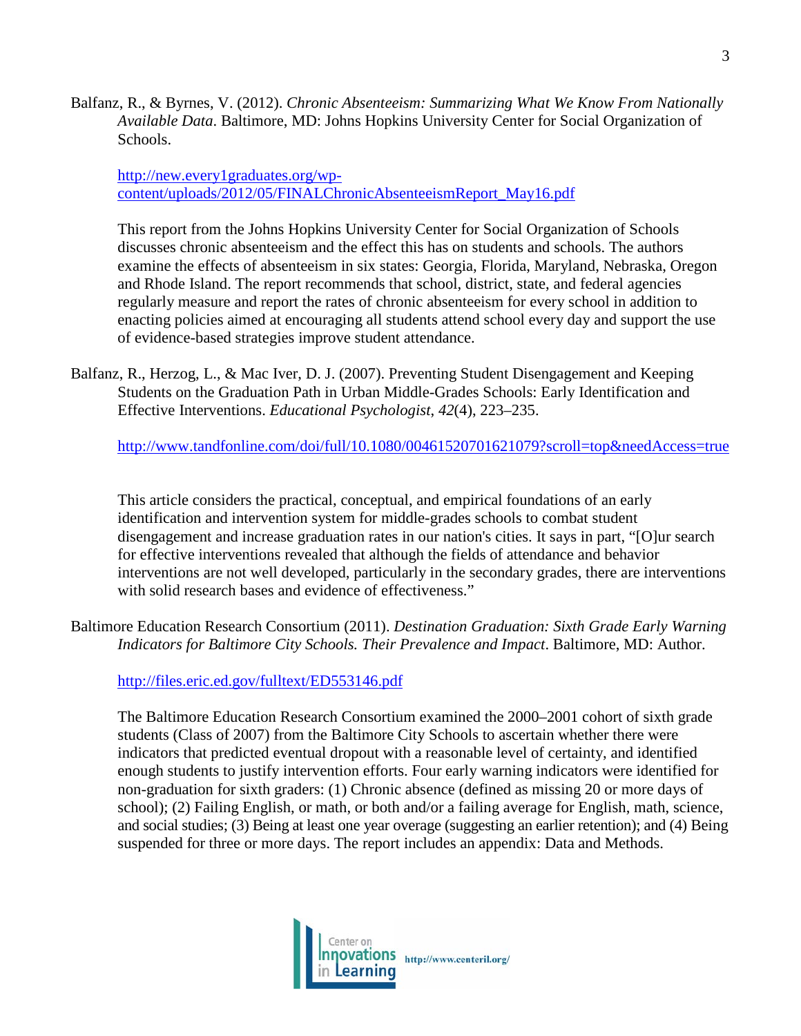Balfanz, R., & Byrnes, V. (2012). *Chronic Absenteeism: Summarizing What We Know From Nationally Available Data*. Baltimore, MD: Johns Hopkins University Center for Social Organization of Schools.

http://new.every1graduates.org/wp-content/uploads/2012/05/FINALChronicAbsenteeismReport_May16.pdf

This report from the Johns Hopkins University Center for Social Organization of Schools discusses chronic absenteeism and the effect this has on students and schools. The authors examine the effects of absenteeism in six states: Georgia, Florida, Maryland, Nebraska, Oregon and Rhode Island. The report recommends that school, district, state, and federal agencies regularly measure and report the rates of chronic absenteeism for every school in addition to enacting policies aimed at encouraging all students attend school every day and support the use of evidence-based strategies improve student attendance.

Balfanz, R., Herzog, L., & Mac Iver, D. J. (2007). Preventing Student Disengagement and Keeping Students on the Graduation Path in Urban Middle-Grades Schools: Early Identification and Effective Interventions. *Educational Psychologist*, *42*(4), 223–235.

http://www.tandfonline.com/doi/full/10.1080/00461520701621079?scroll=top&needAccess=true

This article considers the practical, conceptual, and empirical foundations of an early identification and intervention system for middle-grades schools to combat student disengagement and increase graduation rates in our nation's cities. It says in part, "[O]ur search for effective interventions revealed that although the fields of attendance and behavior interventions are not well developed, particularly in the secondary grades, there are interventions with solid research bases and evidence of effectiveness."

Baltimore Education Research Consortium (2011). *Destination Graduation: Sixth Grade Early Warning Indicators for Baltimore City Schools. Their Prevalence and Impact*. Baltimore, MD: Author.

http://files.eric.ed.gov/fulltext/ED553146.pdf

The Baltimore Education Research Consortium examined the 2000–2001 cohort of sixth grade students (Class of 2007) from the Baltimore City Schools to ascertain whether there were indicators that predicted eventual dropout with a reasonable level of certainty, and identified enough students to justify intervention efforts. Four early warning indicators were identified for non-graduation for sixth graders: (1) Chronic absence (defined as missing 20 or more days of school); (2) Failing English, or math, or both and/or a failing average for English, math, science, and social studies; (3) Being at least one year overage (suggesting an earlier retention); and (4) Being suspended for three or more days. The report includes an appendix: Data and Methods.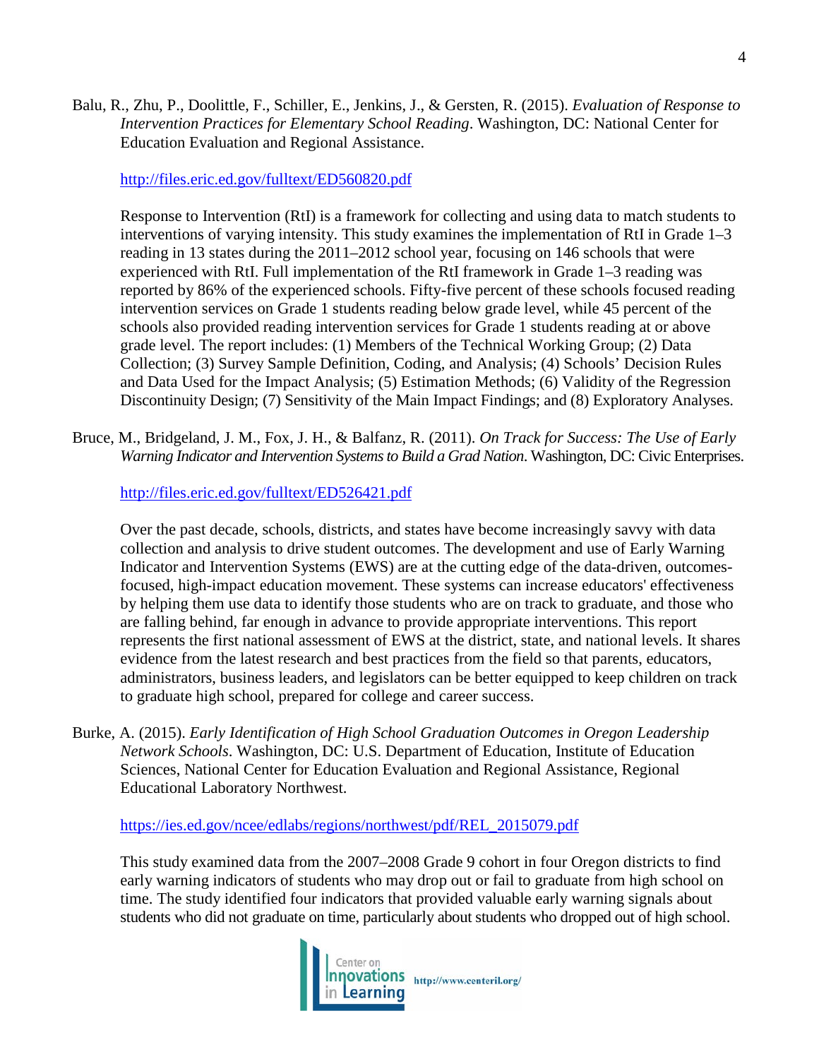Balu, R., Zhu, P., Doolittle, F., Schiller, E., Jenkins, J., & Gersten, R. (2015). *Evaluation of Response to Intervention Practices for Elementary School Reading*. Washington, DC: National Center for Education Evaluation and Regional Assistance.

http://files.eric.ed.gov/fulltext/ED560820.pdf

Response to Intervention (RtI) is a framework for collecting and using data to match students to interventions of varying intensity. This study examines the implementation of RtI in Grade 1–3 reading in 13 states during the 2011–2012 school year, focusing on 146 schools that were experienced with RtI. Full implementation of the RtI framework in Grade 1–3 reading was reported by 86% of the experienced schools. Fifty-five percent of these schools focused reading intervention services on Grade 1 students reading below grade level, while 45 percent of the schools also provided reading intervention services for Grade 1 students reading at or above grade level. The report includes: (1) Members of the Technical Working Group; (2) Data Collection; (3) Survey Sample Definition, Coding, and Analysis; (4) Schools' Decision Rules and Data Used for the Impact Analysis; (5) Estimation Methods; (6) Validity of the Regression Discontinuity Design; (7) Sensitivity of the Main Impact Findings; and (8) Exploratory Analyses.

Bruce, M., Bridgeland, J. M., Fox, J. H., & Balfanz, R. (2011). *On Track for Success: The Use of Early Warning Indicator and Intervention Systems to Build a Grad Nation*. Washington, DC: Civic Enterprises.

http://files.eric.ed.gov/fulltext/ED526421.pdf

Over the past decade, schools, districts, and states have become increasingly savvy with data collection and analysis to drive student outcomes. The development and use of Early Warning Indicator and Intervention Systems (EWS) are at the cutting edge of the data-driven, outcomes-focused, high-impact education movement. These systems can increase educators' effectiveness by helping them use data to identify those students who are on track to graduate, and those who are falling behind, far enough in advance to provide appropriate interventions. This report represents the first national assessment of EWS at the district, state, and national levels. It shares evidence from the latest research and best practices from the field so that parents, educators, administrators, business leaders, and legislators can be better equipped to keep children on track to graduate high school, prepared for college and career success.

Burke, A. (2015). *Early Identification of High School Graduation Outcomes in Oregon Leadership Network Schools*. Washington, DC: U.S. Department of Education, Institute of Education Sciences, National Center for Education Evaluation and Regional Assistance, Regional Educational Laboratory Northwest.

https://ies.ed.gov/ncee/edlabs/regions/northwest/pdf/REL_2015079.pdf

This study examined data from the 2007–2008 Grade 9 cohort in four Oregon districts to find early warning indicators of students who may drop out or fail to graduate from high school on time. The study identified four indicators that provided valuable early warning signals about students who did not graduate on time, particularly about students who dropped out of high school.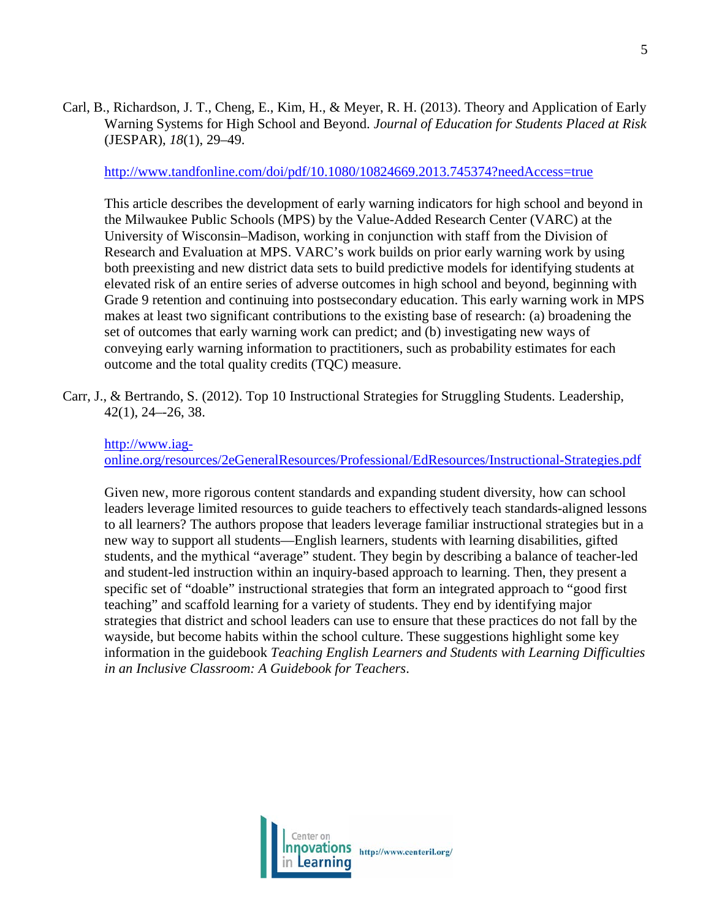Carl, B., Richardson, J. T., Cheng, E., Kim, H., & Meyer, R. H. (2013). Theory and Application of Early Warning Systems for High School and Beyond. *Journal of Education for Students Placed at Risk* (JESPAR), *18*(1), 29–49.

http://www.tandfonline.com/doi/pdf/10.1080/10824669.2013.745374?needAccess=true

This article describes the development of early warning indicators for high school and beyond in the Milwaukee Public Schools (MPS) by the Value-Added Research Center (VARC) at the University of Wisconsin–Madison, working in conjunction with staff from the Division of Research and Evaluation at MPS. VARC's work builds on prior early warning work by using both preexisting and new district data sets to build predictive models for identifying students at elevated risk of an entire series of adverse outcomes in high school and beyond, beginning with Grade 9 retention and continuing into postsecondary education. This early warning work in MPS makes at least two significant contributions to the existing base of research: (a) broadening the set of outcomes that early warning work can predict; and (b) investigating new ways of conveying early warning information to practitioners, such as probability estimates for each outcome and the total quality credits (TQC) measure.

Carr, J., & Bertrando, S. (2012). Top 10 Instructional Strategies for Struggling Students. Leadership, 42(1), 24–-26, 38.

http://www.iag-online.org/resources/2eGeneralResources/Professional/EdResources/Instructional-Strategies.pdf

Given new, more rigorous content standards and expanding student diversity, how can school leaders leverage limited resources to guide teachers to effectively teach standards-aligned lessons to all learners? The authors propose that leaders leverage familiar instructional strategies but in a new way to support all students—English learners, students with learning disabilities, gifted students, and the mythical "average" student. They begin by describing a balance of teacher-led and student-led instruction within an inquiry-based approach to learning. Then, they present a specific set of "doable" instructional strategies that form an integrated approach to "good first teaching" and scaffold learning for a variety of students. They end by identifying major strategies that district and school leaders can use to ensure that these practices do not fall by the wayside, but become habits within the school culture. These suggestions highlight some key information in the guidebook *Teaching English Learners and Students with Learning Difficulties in an Inclusive Classroom: A Guidebook for Teachers*.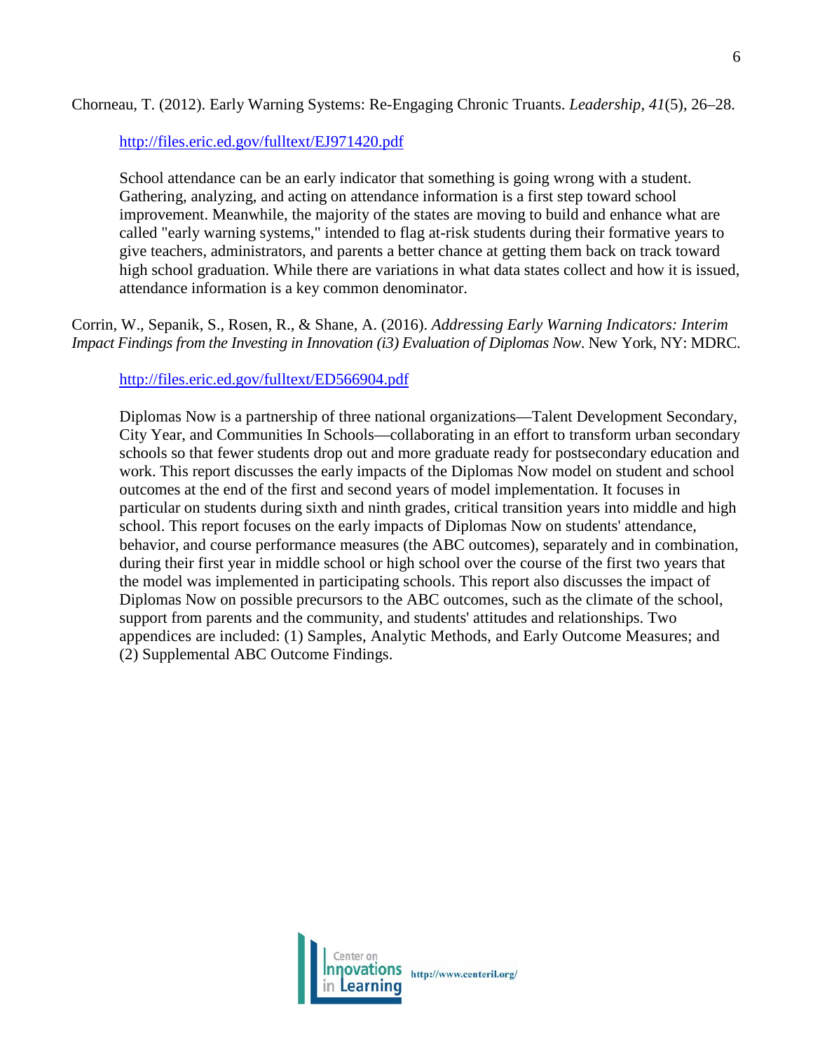Chorneau, T. (2012). Early Warning Systems: Re-Engaging Chronic Truants. *Leadership*, *41*(5), 26–28.

> http://files.eric.ed.gov/fulltext/EJ971420.pdf
>
> School attendance can be an early indicator that something is going wrong with a student. Gathering, analyzing, and acting on attendance information is a first step toward school improvement. Meanwhile, the majority of the states are moving to build and enhance what are called "early warning systems," intended to flag at-risk students during their formative years to give teachers, administrators, and parents a better chance at getting them back on track toward high school graduation. While there are variations in what data states collect and how it is issued, attendance information is a key common denominator.

Corrin, W., Sepanik, S., Rosen, R., & Shane, A. (2016). *Addressing Early Warning Indicators: Interim Impact Findings from the Investing in Innovation (i3) Evaluation of Diplomas Now*. New York, NY: MDRC.

> http://files.eric.ed.gov/fulltext/ED566904.pdf
>
> Diplomas Now is a partnership of three national organizations—Talent Development Secondary, City Year, and Communities In Schools—collaborating in an effort to transform urban secondary schools so that fewer students drop out and more graduate ready for postsecondary education and work. This report discusses the early impacts of the Diplomas Now model on student and school outcomes at the end of the first and second years of model implementation. It focuses in particular on students during sixth and ninth grades, critical transition years into middle and high school. This report focuses on the early impacts of Diplomas Now on students' attendance, behavior, and course performance measures (the ABC outcomes), separately and in combination, during their first year in middle school or high school over the course of the first two years that the model was implemented in participating schools. This report also discusses the impact of Diplomas Now on possible precursors to the ABC outcomes, such as the climate of the school, support from parents and the community, and students' attitudes and relationships. Two appendices are included: (1) Samples, Analytic Methods, and Early Outcome Measures; and (2) Supplemental ABC Outcome Findings.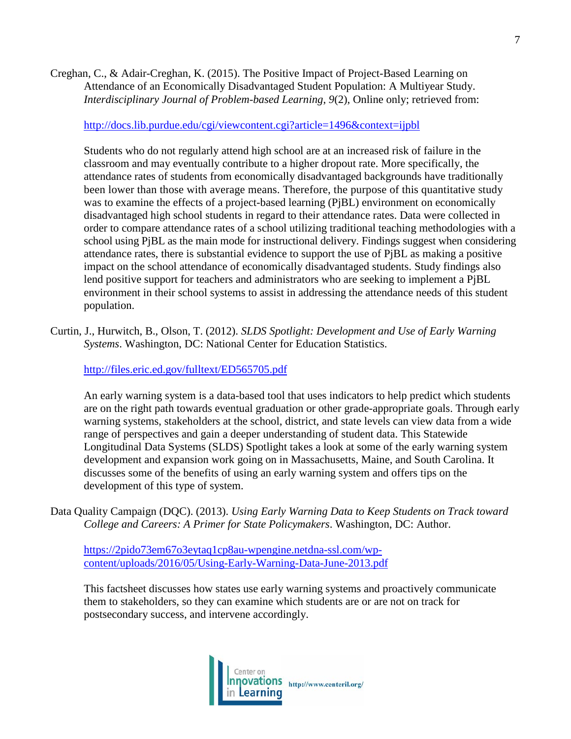Creghan, C., & Adair-Creghan, K. (2015). The Positive Impact of Project-Based Learning on Attendance of an Economically Disadvantaged Student Population: A Multiyear Study. *Interdisciplinary Journal of Problem-based Learning*, *9*(2), Online only; retrieved from:

http://docs.lib.purdue.edu/cgi/viewcontent.cgi?article=1496&context=ijpbl

Students who do not regularly attend high school are at an increased risk of failure in the classroom and may eventually contribute to a higher dropout rate. More specifically, the attendance rates of students from economically disadvantaged backgrounds have traditionally been lower than those with average means. Therefore, the purpose of this quantitative study was to examine the effects of a project-based learning (PjBL) environment on economically disadvantaged high school students in regard to their attendance rates. Data were collected in order to compare attendance rates of a school utilizing traditional teaching methodologies with a school using PjBL as the main mode for instructional delivery. Findings suggest when considering attendance rates, there is substantial evidence to support the use of PjBL as making a positive impact on the school attendance of economically disadvantaged students. Study findings also lend positive support for teachers and administrators who are seeking to implement a PjBL environment in their school systems to assist in addressing the attendance needs of this student population.

Curtin, J., Hurwitch, B., Olson, T. (2012). *SLDS Spotlight: Development and Use of Early Warning Systems*. Washington, DC: National Center for Education Statistics.

http://files.eric.ed.gov/fulltext/ED565705.pdf

An early warning system is a data-based tool that uses indicators to help predict which students are on the right path towards eventual graduation or other grade-appropriate goals. Through early warning systems, stakeholders at the school, district, and state levels can view data from a wide range of perspectives and gain a deeper understanding of student data. This Statewide Longitudinal Data Systems (SLDS) Spotlight takes a look at some of the early warning system development and expansion work going on in Massachusetts, Maine, and South Carolina. It discusses some of the benefits of using an early warning system and offers tips on the development of this type of system.

Data Quality Campaign (DQC). (2013). *Using Early Warning Data to Keep Students on Track toward College and Careers: A Primer for State Policymakers*. Washington, DC: Author.

https://2pido73em67o3eytaq1cp8au-wpengine.netdna-ssl.com/wp-content/uploads/2016/05/Using-Early-Warning-Data-June-2013.pdf

This factsheet discusses how states use early warning systems and proactively communicate them to stakeholders, so they can examine which students are or are not on track for postsecondary success, and intervene accordingly.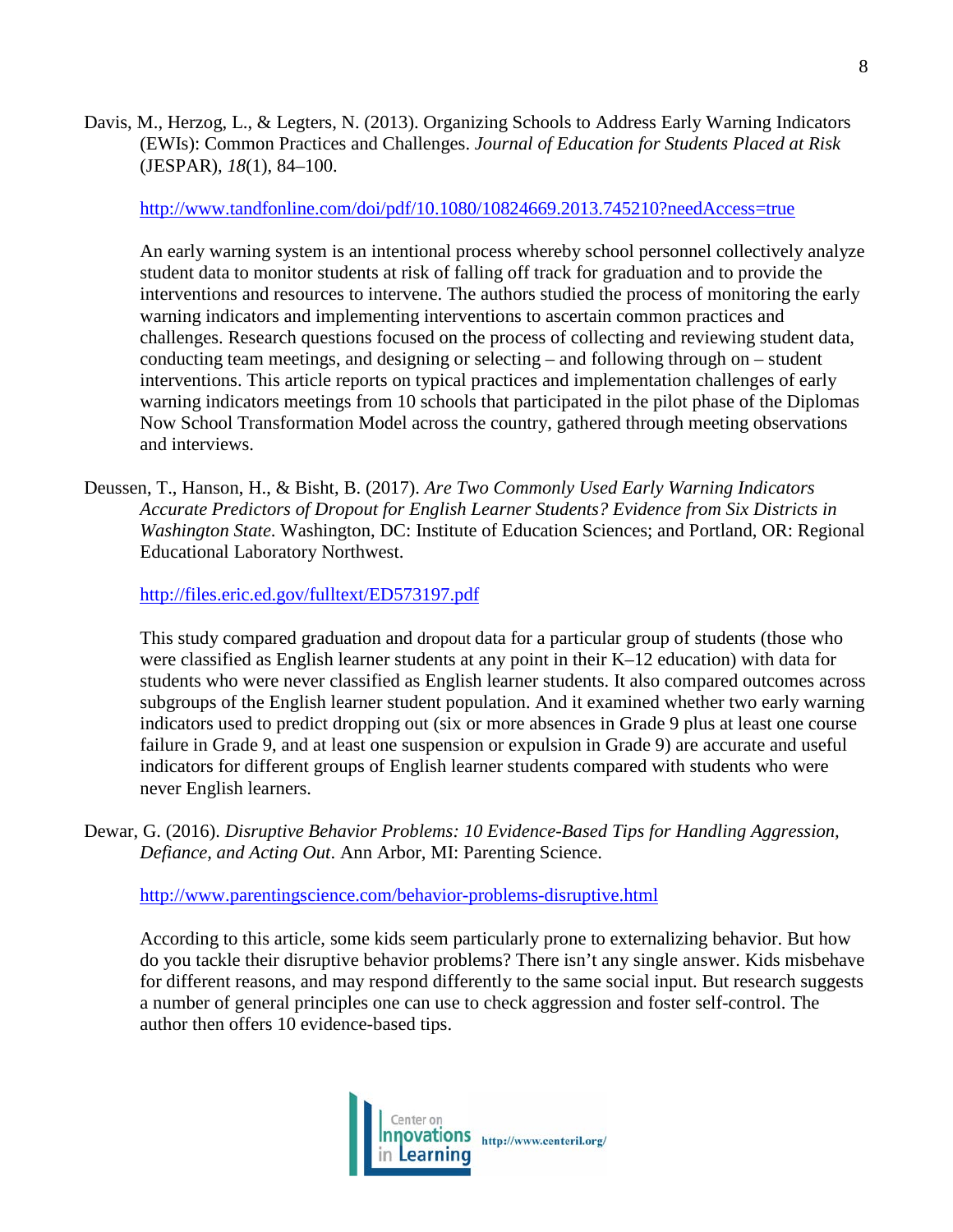Davis, M., Herzog, L., & Legters, N. (2013). Organizing Schools to Address Early Warning Indicators (EWIs): Common Practices and Challenges. *Journal of Education for Students Placed at Risk* (JESPAR), *18*(1), 84–100.

http://www.tandfonline.com/doi/pdf/10.1080/10824669.2013.745210?needAccess=true

An early warning system is an intentional process whereby school personnel collectively analyze student data to monitor students at risk of falling off track for graduation and to provide the interventions and resources to intervene. The authors studied the process of monitoring the early warning indicators and implementing interventions to ascertain common practices and challenges. Research questions focused on the process of collecting and reviewing student data, conducting team meetings, and designing or selecting – and following through on – student interventions. This article reports on typical practices and implementation challenges of early warning indicators meetings from 10 schools that participated in the pilot phase of the Diplomas Now School Transformation Model across the country, gathered through meeting observations and interviews.

Deussen, T., Hanson, H., & Bisht, B. (2017). *Are Two Commonly Used Early Warning Indicators Accurate Predictors of Dropout for English Learner Students? Evidence from Six Districts in Washington State*. Washington, DC: Institute of Education Sciences; and Portland, OR: Regional Educational Laboratory Northwest.

http://files.eric.ed.gov/fulltext/ED573197.pdf

This study compared graduation and dropout data for a particular group of students (those who were classified as English learner students at any point in their K–12 education) with data for students who were never classified as English learner students. It also compared outcomes across subgroups of the English learner student population. And it examined whether two early warning indicators used to predict dropping out (six or more absences in Grade 9 plus at least one course failure in Grade 9, and at least one suspension or expulsion in Grade 9) are accurate and useful indicators for different groups of English learner students compared with students who were never English learners.

Dewar, G. (2016). *Disruptive Behavior Problems: 10 Evidence-Based Tips for Handling Aggression, Defiance, and Acting Out*. Ann Arbor, MI: Parenting Science.

http://www.parentingscience.com/behavior-problems-disruptive.html

According to this article, some kids seem particularly prone to externalizing behavior. But how do you tackle their disruptive behavior problems? There isn't any single answer. Kids misbehave for different reasons, and may respond differently to the same social input. But research suggests a number of general principles one can use to check aggression and foster self-control. The author then offers 10 evidence-based tips.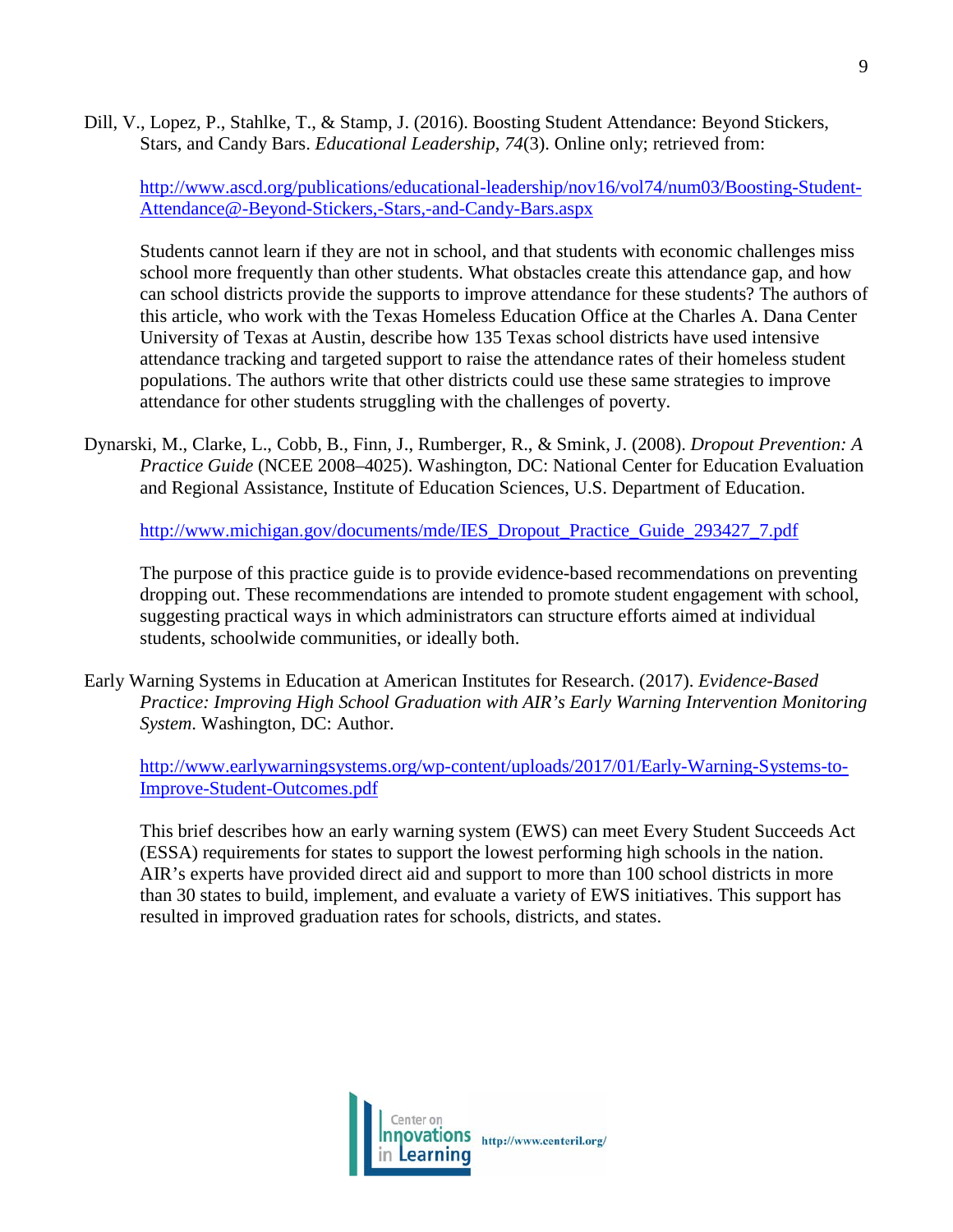Dill, V., Lopez, P., Stahlke, T., & Stamp, J. (2016). Boosting Student Attendance: Beyond Stickers, Stars, and Candy Bars. *Educational Leadership*, *74*(3). Online only; retrieved from:

http://www.ascd.org/publications/educational-leadership/nov16/vol74/num03/Boosting-Student-Attendance@-Beyond-Stickers,-Stars,-and-Candy-Bars.aspx

Students cannot learn if they are not in school, and that students with economic challenges miss school more frequently than other students. What obstacles create this attendance gap, and how can school districts provide the supports to improve attendance for these students? The authors of this article, who work with the Texas Homeless Education Office at the Charles A. Dana Center University of Texas at Austin, describe how 135 Texas school districts have used intensive attendance tracking and targeted support to raise the attendance rates of their homeless student populations. The authors write that other districts could use these same strategies to improve attendance for other students struggling with the challenges of poverty.

Dynarski, M., Clarke, L., Cobb, B., Finn, J., Rumberger, R., & Smink, J. (2008). *Dropout Prevention: A Practice Guide* (NCEE 2008–4025). Washington, DC: National Center for Education Evaluation and Regional Assistance, Institute of Education Sciences, U.S. Department of Education.

http://www.michigan.gov/documents/mde/IES_Dropout_Practice_Guide_293427_7.pdf

The purpose of this practice guide is to provide evidence-based recommendations on preventing dropping out. These recommendations are intended to promote student engagement with school, suggesting practical ways in which administrators can structure efforts aimed at individual students, schoolwide communities, or ideally both.

Early Warning Systems in Education at American Institutes for Research. (2017). *Evidence-Based Practice: Improving High School Graduation with AIR's Early Warning Intervention Monitoring System*. Washington, DC: Author.

http://www.earlywarningsystems.org/wp-content/uploads/2017/01/Early-Warning-Systems-to-Improve-Student-Outcomes.pdf

This brief describes how an early warning system (EWS) can meet Every Student Succeeds Act (ESSA) requirements for states to support the lowest performing high schools in the nation. AIR's experts have provided direct aid and support to more than 100 school districts in more than 30 states to build, implement, and evaluate a variety of EWS initiatives. This support has resulted in improved graduation rates for schools, districts, and states.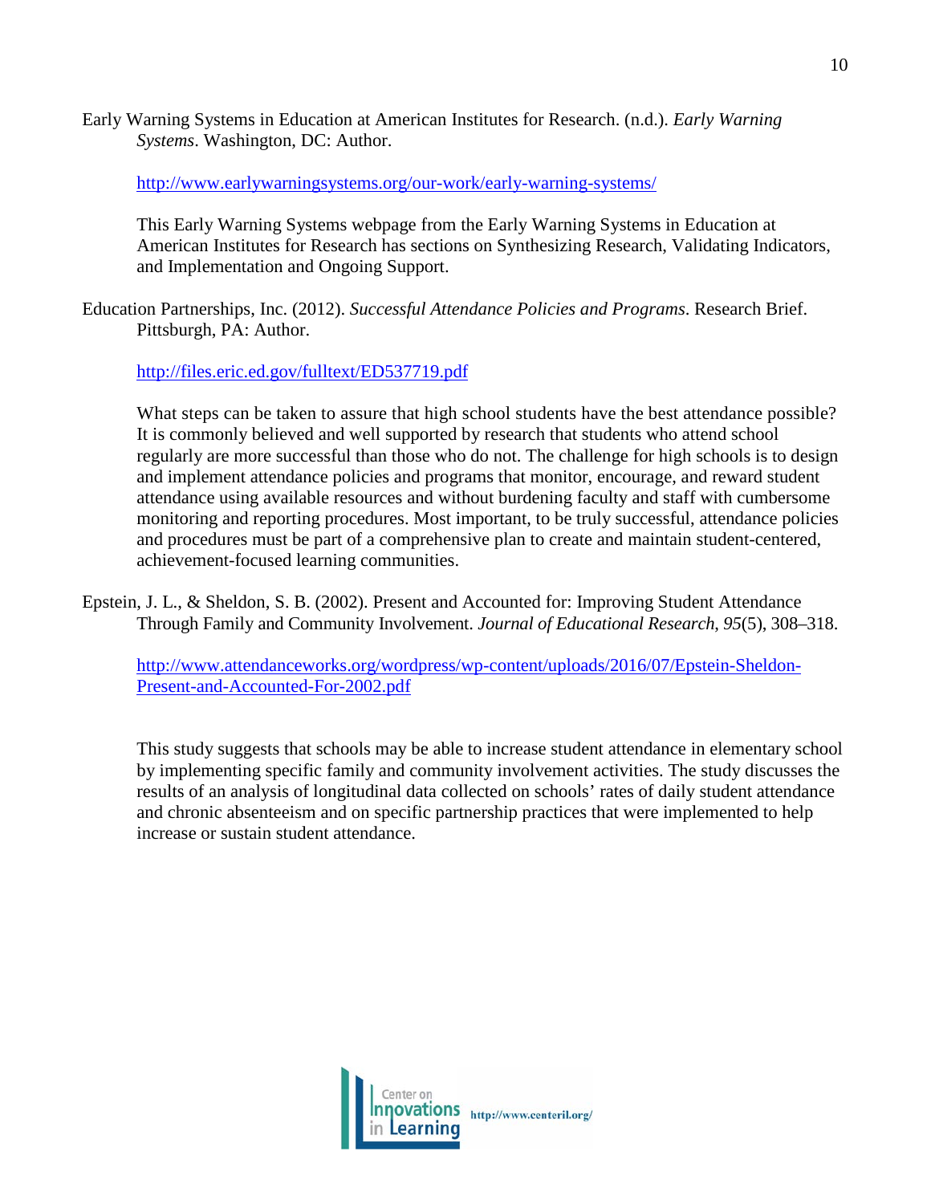Early Warning Systems in Education at American Institutes for Research. (n.d.). *Early Warning Systems*. Washington, DC: Author.

http://www.earlywarningsystems.org/our-work/early-warning-systems/

This Early Warning Systems webpage from the Early Warning Systems in Education at American Institutes for Research has sections on Synthesizing Research, Validating Indicators, and Implementation and Ongoing Support.

Education Partnerships, Inc. (2012). *Successful Attendance Policies and Programs*. Research Brief. Pittsburgh, PA: Author.

http://files.eric.ed.gov/fulltext/ED537719.pdf

What steps can be taken to assure that high school students have the best attendance possible? It is commonly believed and well supported by research that students who attend school regularly are more successful than those who do not. The challenge for high schools is to design and implement attendance policies and programs that monitor, encourage, and reward student attendance using available resources and without burdening faculty and staff with cumbersome monitoring and reporting procedures. Most important, to be truly successful, attendance policies and procedures must be part of a comprehensive plan to create and maintain student-centered, achievement-focused learning communities.

Epstein, J. L., & Sheldon, S. B. (2002). Present and Accounted for: Improving Student Attendance Through Family and Community Involvement. *Journal of Educational Research, 95*(5), 308–318.

http://www.attendanceworks.org/wordpress/wp-content/uploads/2016/07/Epstein-Sheldon-Present-and-Accounted-For-2002.pdf

This study suggests that schools may be able to increase student attendance in elementary school by implementing specific family and community involvement activities. The study discusses the results of an analysis of longitudinal data collected on schools' rates of daily student attendance and chronic absenteeism and on specific partnership practices that were implemented to help increase or sustain student attendance.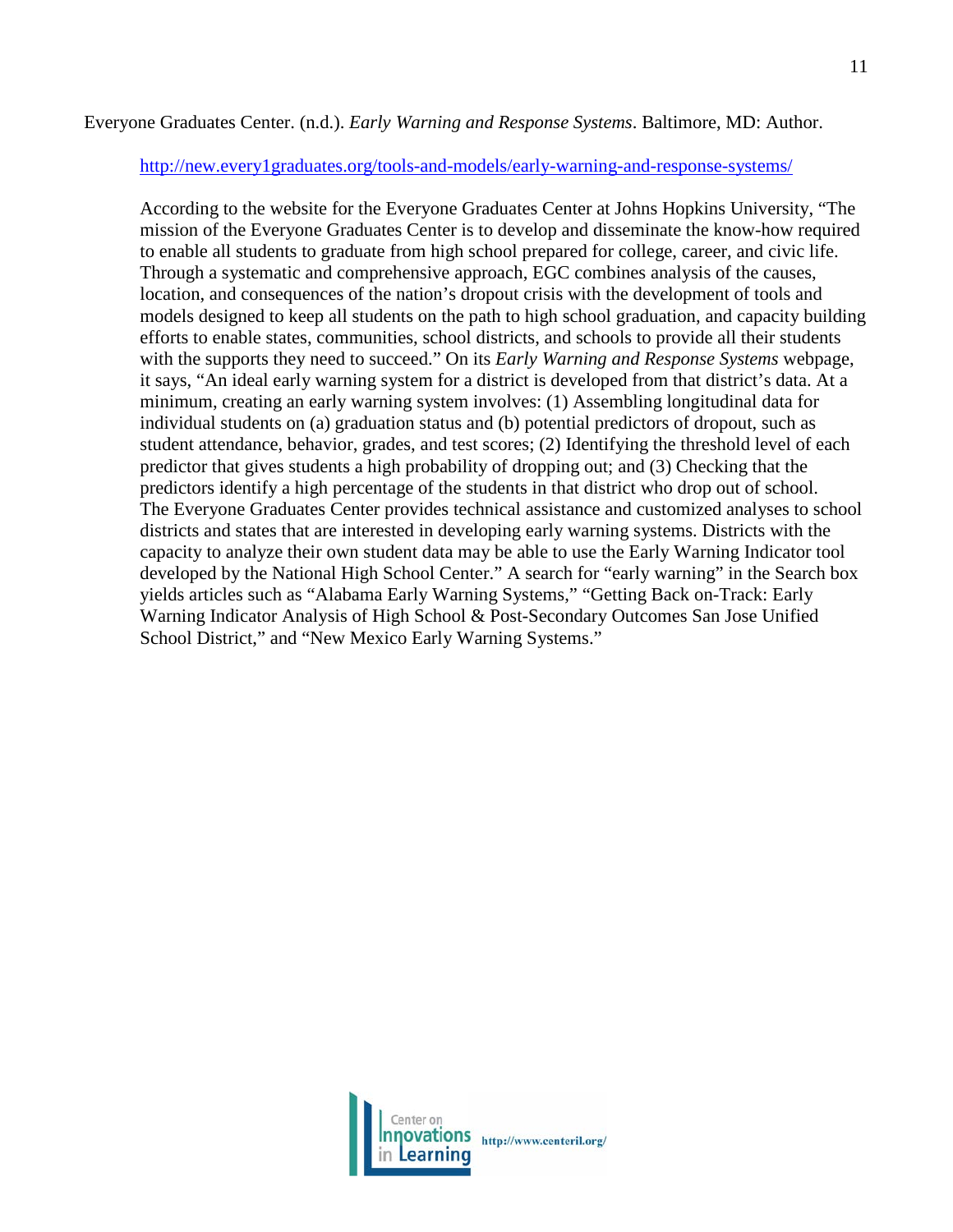Everyone Graduates Center. (n.d.). *Early Warning and Response Systems*. Baltimore, MD: Author.

http://new.every1graduates.org/tools-and-models/early-warning-and-response-systems/

According to the website for the Everyone Graduates Center at Johns Hopkins University, "The mission of the Everyone Graduates Center is to develop and disseminate the know-how required to enable all students to graduate from high school prepared for college, career, and civic life. Through a systematic and comprehensive approach, EGC combines analysis of the causes, location, and consequences of the nation's dropout crisis with the development of tools and models designed to keep all students on the path to high school graduation, and capacity building efforts to enable states, communities, school districts, and schools to provide all their students with the supports they need to succeed." On its *Early Warning and Response Systems* webpage, it says, "An ideal early warning system for a district is developed from that district's data. At a minimum, creating an early warning system involves: (1) Assembling longitudinal data for individual students on (a) graduation status and (b) potential predictors of dropout, such as student attendance, behavior, grades, and test scores; (2) Identifying the threshold level of each predictor that gives students a high probability of dropping out; and (3) Checking that the predictors identify a high percentage of the students in that district who drop out of school. The Everyone Graduates Center provides technical assistance and customized analyses to school districts and states that are interested in developing early warning systems. Districts with the capacity to analyze their own student data may be able to use the Early Warning Indicator tool developed by the National High School Center." A search for "early warning" in the Search box yields articles such as "Alabama Early Warning Systems," "Getting Back on-Track: Early Warning Indicator Analysis of High School & Post-Secondary Outcomes San Jose Unified School District," and "New Mexico Early Warning Systems."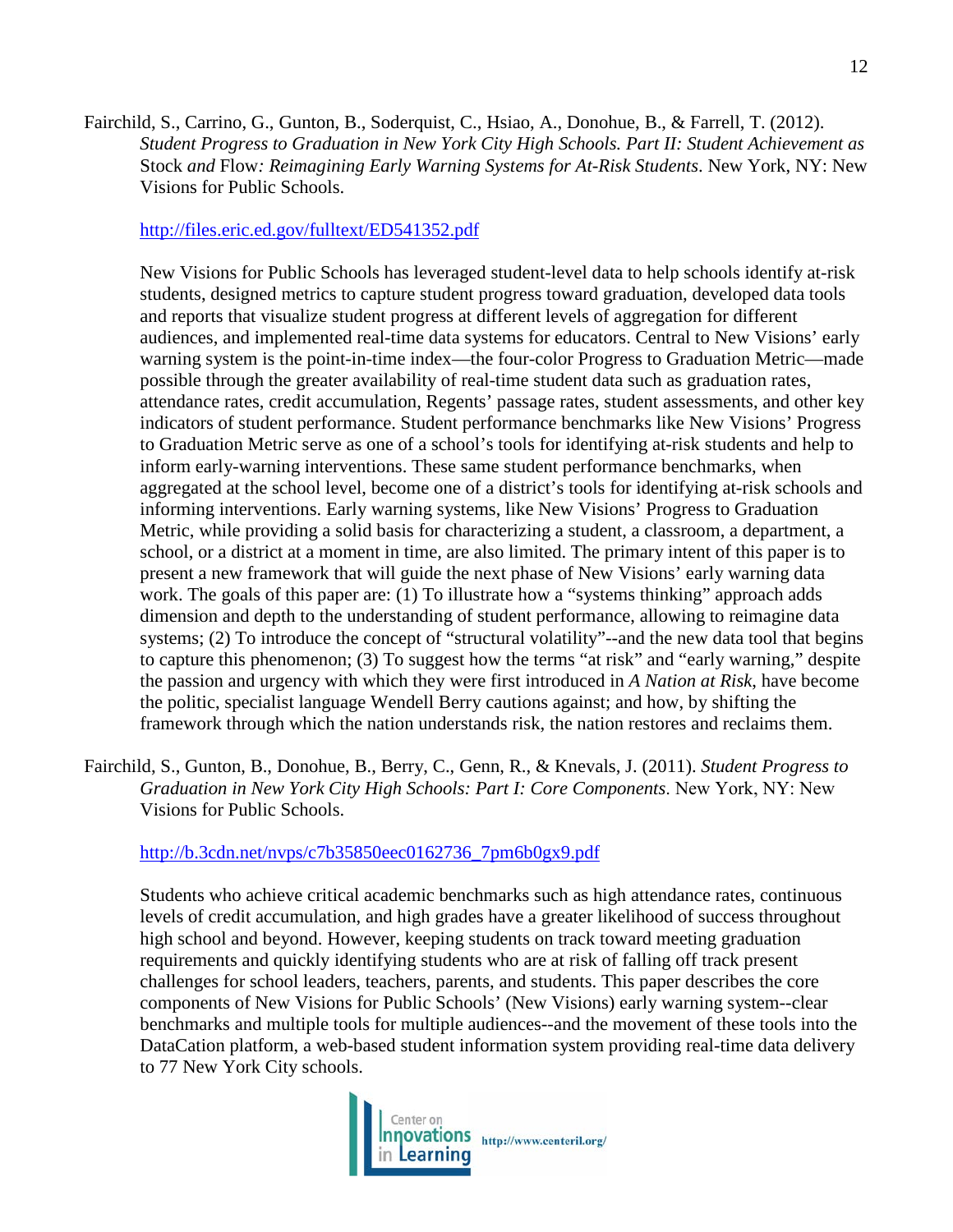Fairchild, S., Carrino, G., Gunton, B., Soderquist, C., Hsiao, A., Donohue, B., & Farrell, T. (2012). *Student Progress to Graduation in New York City High Schools. Part II: Student Achievement as* Stock *and* Flow*: Reimagining Early Warning Systems for At-Risk Students*. New York, NY: New Visions for Public Schools.

http://files.eric.ed.gov/fulltext/ED541352.pdf

New Visions for Public Schools has leveraged student-level data to help schools identify at-risk students, designed metrics to capture student progress toward graduation, developed data tools and reports that visualize student progress at different levels of aggregation for different audiences, and implemented real-time data systems for educators. Central to New Visions' early warning system is the point-in-time index—the four-color Progress to Graduation Metric—made possible through the greater availability of real-time student data such as graduation rates, attendance rates, credit accumulation, Regents' passage rates, student assessments, and other key indicators of student performance. Student performance benchmarks like New Visions' Progress to Graduation Metric serve as one of a school's tools for identifying at-risk students and help to inform early-warning interventions. These same student performance benchmarks, when aggregated at the school level, become one of a district's tools for identifying at-risk schools and informing interventions. Early warning systems, like New Visions' Progress to Graduation Metric, while providing a solid basis for characterizing a student, a classroom, a department, a school, or a district at a moment in time, are also limited. The primary intent of this paper is to present a new framework that will guide the next phase of New Visions' early warning data work. The goals of this paper are: (1) To illustrate how a "systems thinking" approach adds dimension and depth to the understanding of student performance, allowing to reimagine data systems; (2) To introduce the concept of "structural volatility"--and the new data tool that begins to capture this phenomenon; (3) To suggest how the terms "at risk" and "early warning," despite the passion and urgency with which they were first introduced in *A Nation at Risk*, have become the politic, specialist language Wendell Berry cautions against; and how, by shifting the framework through which the nation understands risk, the nation restores and reclaims them.

Fairchild, S., Gunton, B., Donohue, B., Berry, C., Genn, R., & Knevals, J. (2011). *Student Progress to Graduation in New York City High Schools: Part I: Core Components*. New York, NY: New Visions for Public Schools.

http://b.3cdn.net/nvps/c7b35850eec0162736_7pm6b0gx9.pdf

Students who achieve critical academic benchmarks such as high attendance rates, continuous levels of credit accumulation, and high grades have a greater likelihood of success throughout high school and beyond. However, keeping students on track toward meeting graduation requirements and quickly identifying students who are at risk of falling off track present challenges for school leaders, teachers, parents, and students. This paper describes the core components of New Visions for Public Schools' (New Visions) early warning system--clear benchmarks and multiple tools for multiple audiences--and the movement of these tools into the DataCation platform, a web-based student information system providing real-time data delivery to 77 New York City schools.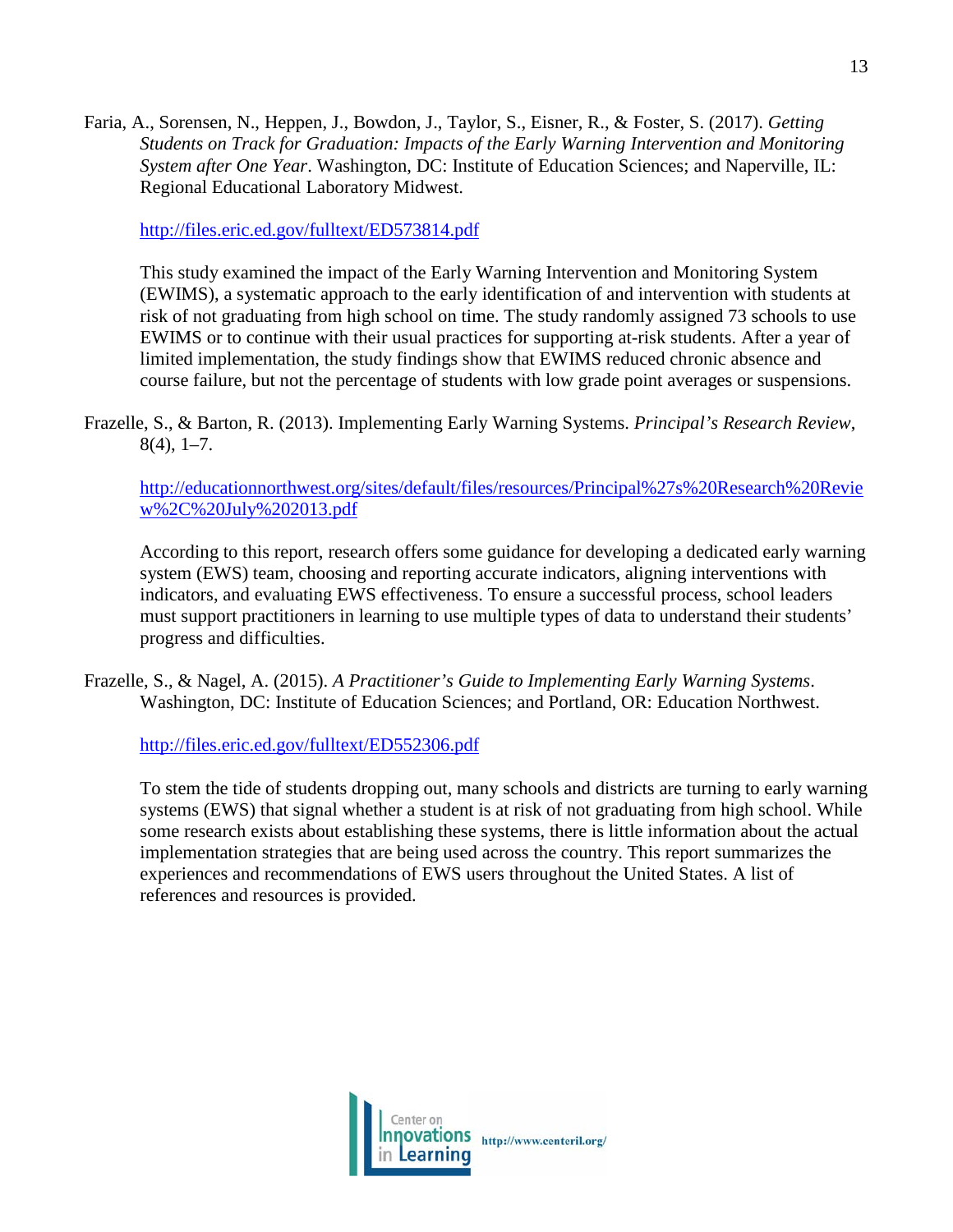Faria, A., Sorensen, N., Heppen, J., Bowdon, J., Taylor, S., Eisner, R., & Foster, S. (2017). *Getting Students on Track for Graduation: Impacts of the Early Warning Intervention and Monitoring System after One Year*. Washington, DC: Institute of Education Sciences; and Naperville, IL: Regional Educational Laboratory Midwest.

http://files.eric.ed.gov/fulltext/ED573814.pdf

This study examined the impact of the Early Warning Intervention and Monitoring System (EWIMS), a systematic approach to the early identification of and intervention with students at risk of not graduating from high school on time. The study randomly assigned 73 schools to use EWIMS or to continue with their usual practices for supporting at-risk students. After a year of limited implementation, the study findings show that EWIMS reduced chronic absence and course failure, but not the percentage of students with low grade point averages or suspensions.

Frazelle, S., & Barton, R. (2013). Implementing Early Warning Systems. *Principal's Research Review*, 8(4), 1–7.

http://educationnorthwest.org/sites/default/files/resources/Principal%27s%20Research%20Review%2C%20July%202013.pdf

According to this report, research offers some guidance for developing a dedicated early warning system (EWS) team, choosing and reporting accurate indicators, aligning interventions with indicators, and evaluating EWS effectiveness. To ensure a successful process, school leaders must support practitioners in learning to use multiple types of data to understand their students' progress and difficulties.

Frazelle, S., & Nagel, A. (2015). *A Practitioner's Guide to Implementing Early Warning Systems*. Washington, DC: Institute of Education Sciences; and Portland, OR: Education Northwest.

http://files.eric.ed.gov/fulltext/ED552306.pdf

To stem the tide of students dropping out, many schools and districts are turning to early warning systems (EWS) that signal whether a student is at risk of not graduating from high school. While some research exists about establishing these systems, there is little information about the actual implementation strategies that are being used across the country. This report summarizes the experiences and recommendations of EWS users throughout the United States. A list of references and resources is provided.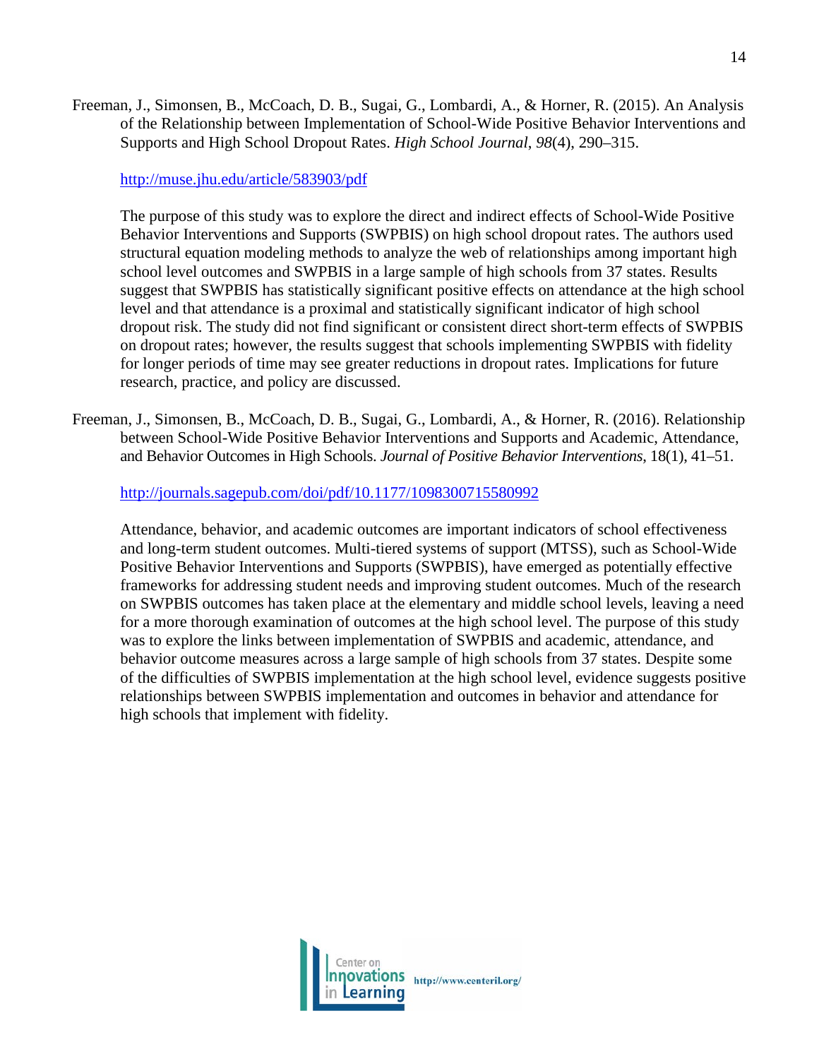Freeman, J., Simonsen, B., McCoach, D. B., Sugai, G., Lombardi, A., & Horner, R. (2015). An Analysis of the Relationship between Implementation of School-Wide Positive Behavior Interventions and Supports and High School Dropout Rates. *High School Journal*, *98*(4), 290–315.

http://muse.jhu.edu/article/583903/pdf

The purpose of this study was to explore the direct and indirect effects of School-Wide Positive Behavior Interventions and Supports (SWPBIS) on high school dropout rates. The authors used structural equation modeling methods to analyze the web of relationships among important high school level outcomes and SWPBIS in a large sample of high schools from 37 states. Results suggest that SWPBIS has statistically significant positive effects on attendance at the high school level and that attendance is a proximal and statistically significant indicator of high school dropout risk. The study did not find significant or consistent direct short-term effects of SWPBIS on dropout rates; however, the results suggest that schools implementing SWPBIS with fidelity for longer periods of time may see greater reductions in dropout rates. Implications for future research, practice, and policy are discussed.

Freeman, J., Simonsen, B., McCoach, D. B., Sugai, G., Lombardi, A., & Horner, R. (2016). Relationship between School-Wide Positive Behavior Interventions and Supports and Academic, Attendance, and Behavior Outcomes in High Schools. *Journal of Positive Behavior Interventions*, 18(1), 41–51.

http://journals.sagepub.com/doi/pdf/10.1177/1098300715580992

Attendance, behavior, and academic outcomes are important indicators of school effectiveness and long-term student outcomes. Multi-tiered systems of support (MTSS), such as School-Wide Positive Behavior Interventions and Supports (SWPBIS), have emerged as potentially effective frameworks for addressing student needs and improving student outcomes. Much of the research on SWPBIS outcomes has taken place at the elementary and middle school levels, leaving a need for a more thorough examination of outcomes at the high school level. The purpose of this study was to explore the links between implementation of SWPBIS and academic, attendance, and behavior outcome measures across a large sample of high schools from 37 states. Despite some of the difficulties of SWPBIS implementation at the high school level, evidence suggests positive relationships between SWPBIS implementation and outcomes in behavior and attendance for high schools that implement with fidelity.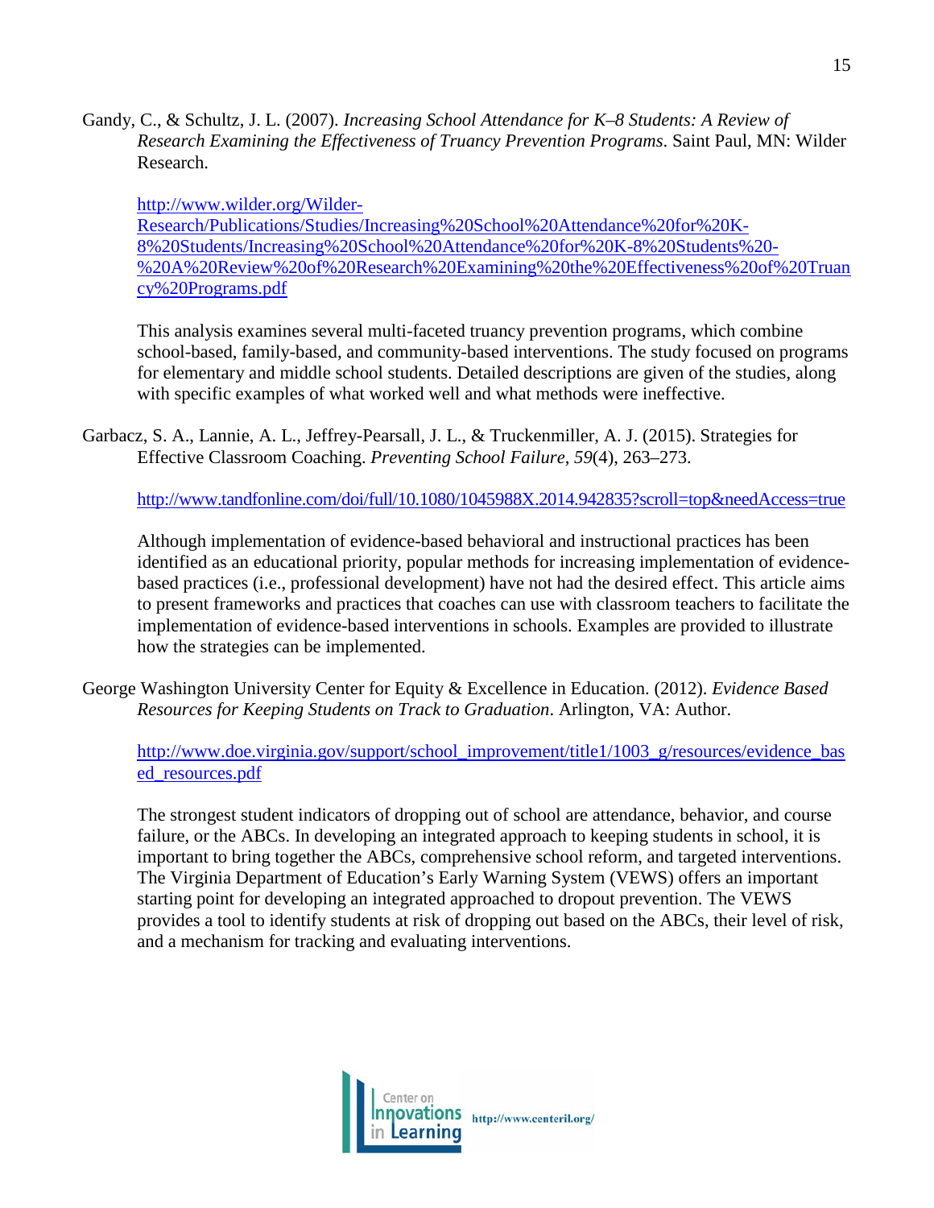Gandy, C., & Schultz, J. L. (2007). *Increasing School Attendance for K–8 Students: A Review of Research Examining the Effectiveness of Truancy Prevention Programs*. Saint Paul, MN: Wilder Research.

http://www.wilder.org/Wilder-Research/Publications/Studies/Increasing%20School%20Attendance%20for%20K-8%20Students/Increasing%20School%20Attendance%20for%20K-8%20Students%20-%20A%20Review%20of%20Research%20Examining%20the%20Effectiveness%20of%20Truancy%20Programs.pdf

This analysis examines several multi-faceted truancy prevention programs, which combine school-based, family-based, and community-based interventions. The study focused on programs for elementary and middle school students. Detailed descriptions are given of the studies, along with specific examples of what worked well and what methods were ineffective.

Garbacz, S. A., Lannie, A. L., Jeffrey-Pearsall, J. L., & Truckenmiller, A. J. (2015). Strategies for Effective Classroom Coaching. *Preventing School Failure, 59*(4), 263–273.

http://www.tandfonline.com/doi/full/10.1080/1045988X.2014.942835?scroll=top&needAccess=true

Although implementation of evidence-based behavioral and instructional practices has been identified as an educational priority, popular methods for increasing implementation of evidence-based practices (i.e., professional development) have not had the desired effect. This article aims to present frameworks and practices that coaches can use with classroom teachers to facilitate the implementation of evidence-based interventions in schools. Examples are provided to illustrate how the strategies can be implemented.

George Washington University Center for Equity & Excellence in Education. (2012). *Evidence Based Resources for Keeping Students on Track to Graduation*. Arlington, VA: Author.

http://www.doe.virginia.gov/support/school_improvement/title1/1003_g/resources/evidence_based_resources.pdf

The strongest student indicators of dropping out of school are attendance, behavior, and course failure, or the ABCs. In developing an integrated approach to keeping students in school, it is important to bring together the ABCs, comprehensive school reform, and targeted interventions. The Virginia Department of Education's Early Warning System (VEWS) offers an important starting point for developing an integrated approached to dropout prevention. The VEWS provides a tool to identify students at risk of dropping out based on the ABCs, their level of risk, and a mechanism for tracking and evaluating interventions.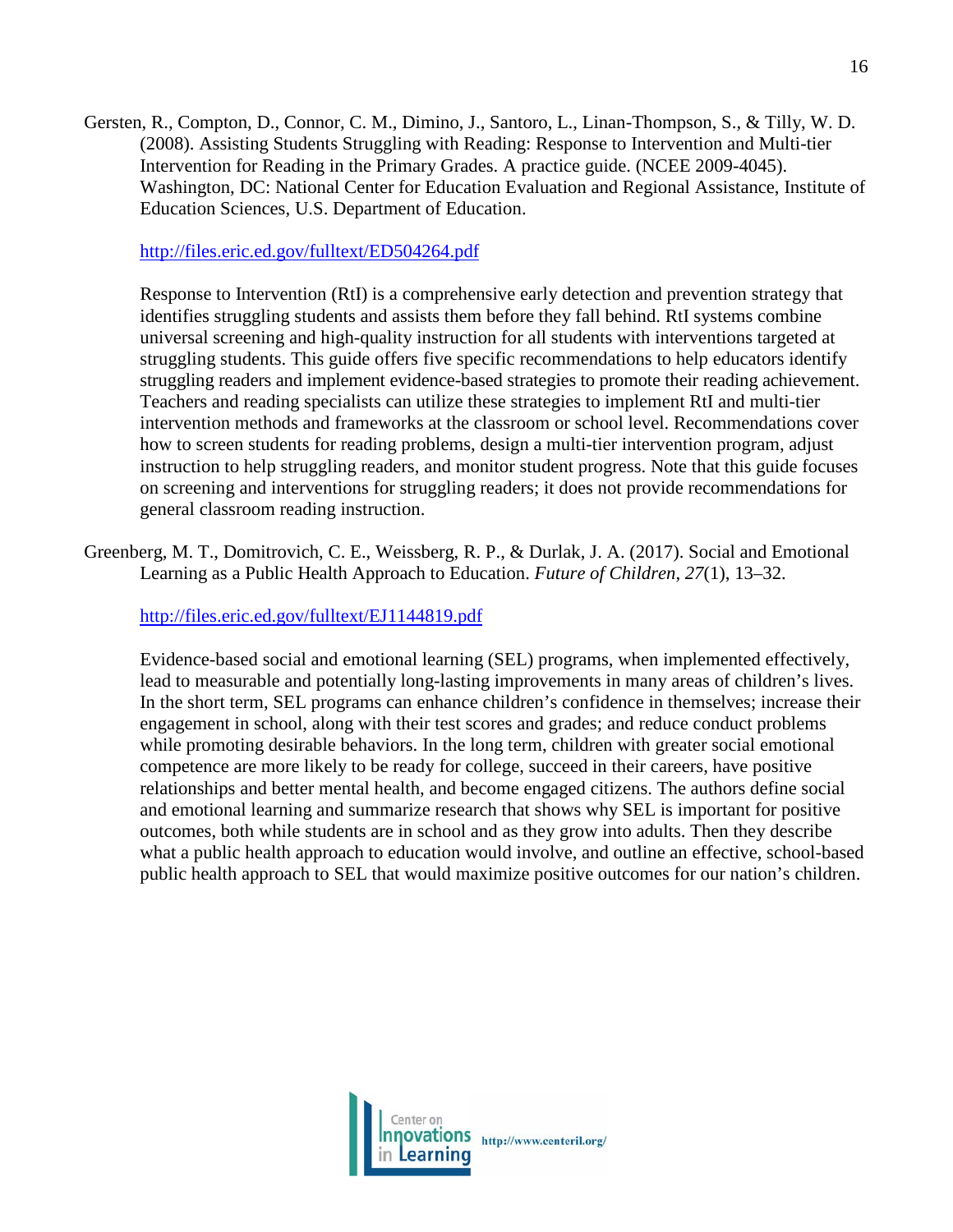Gersten, R., Compton, D., Connor, C. M., Dimino, J., Santoro, L., Linan-Thompson, S., & Tilly, W. D. (2008). Assisting Students Struggling with Reading: Response to Intervention and Multi-tier Intervention for Reading in the Primary Grades. A practice guide. (NCEE 2009-4045). Washington, DC: National Center for Education Evaluation and Regional Assistance, Institute of Education Sciences, U.S. Department of Education.

http://files.eric.ed.gov/fulltext/ED504264.pdf

Response to Intervention (RtI) is a comprehensive early detection and prevention strategy that identifies struggling students and assists them before they fall behind. RtI systems combine universal screening and high-quality instruction for all students with interventions targeted at struggling students. This guide offers five specific recommendations to help educators identify struggling readers and implement evidence-based strategies to promote their reading achievement. Teachers and reading specialists can utilize these strategies to implement RtI and multi-tier intervention methods and frameworks at the classroom or school level. Recommendations cover how to screen students for reading problems, design a multi-tier intervention program, adjust instruction to help struggling readers, and monitor student progress. Note that this guide focuses on screening and interventions for struggling readers; it does not provide recommendations for general classroom reading instruction.

Greenberg, M. T., Domitrovich, C. E., Weissberg, R. P., & Durlak, J. A. (2017). Social and Emotional Learning as a Public Health Approach to Education. *Future of Children*, *27*(1), 13–32.

http://files.eric.ed.gov/fulltext/EJ1144819.pdf

Evidence-based social and emotional learning (SEL) programs, when implemented effectively, lead to measurable and potentially long-lasting improvements in many areas of children's lives. In the short term, SEL programs can enhance children's confidence in themselves; increase their engagement in school, along with their test scores and grades; and reduce conduct problems while promoting desirable behaviors. In the long term, children with greater social emotional competence are more likely to be ready for college, succeed in their careers, have positive relationships and better mental health, and become engaged citizens. The authors define social and emotional learning and summarize research that shows why SEL is important for positive outcomes, both while students are in school and as they grow into adults. Then they describe what a public health approach to education would involve, and outline an effective, school-based public health approach to SEL that would maximize positive outcomes for our nation's children.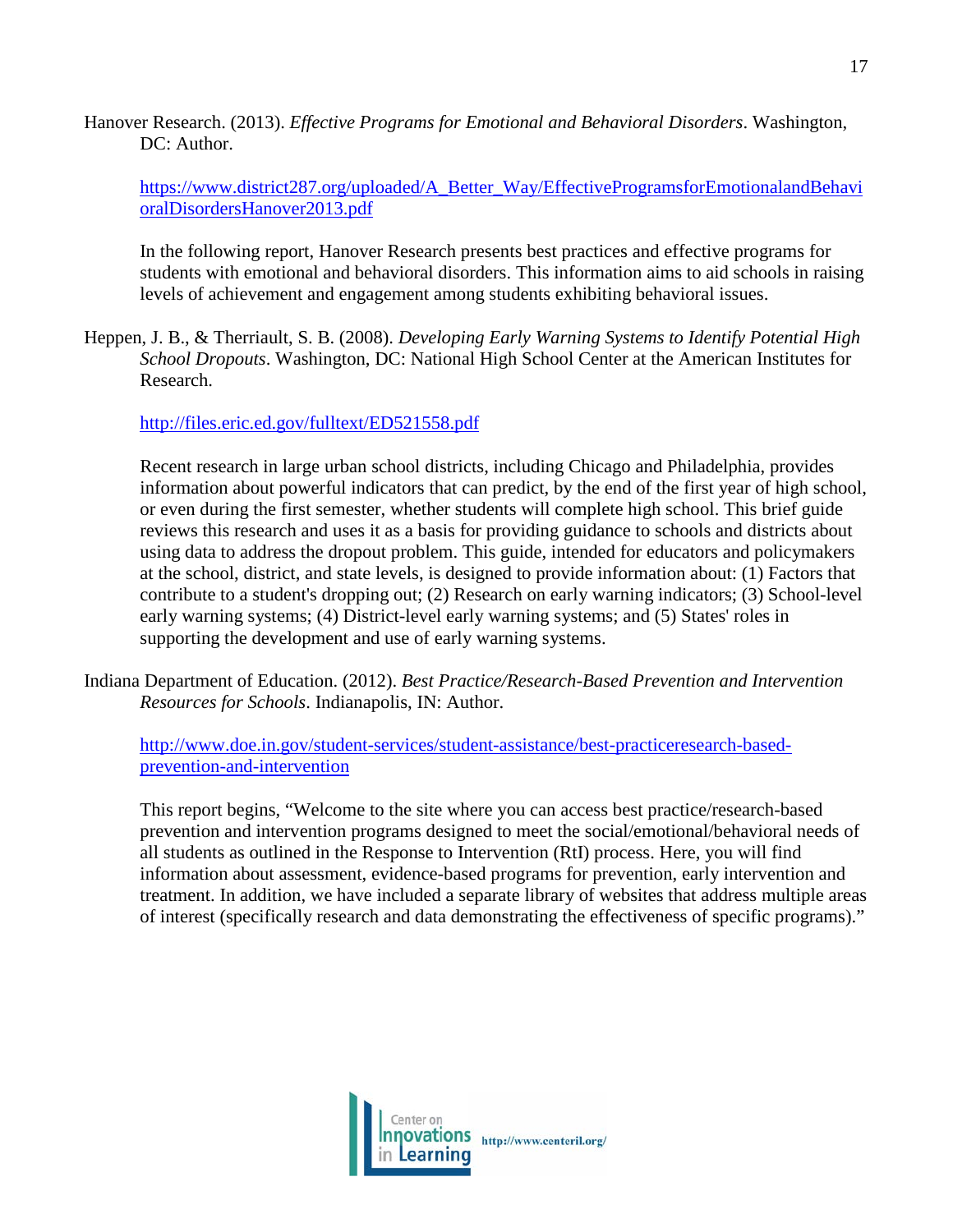Hanover Research. (2013). *Effective Programs for Emotional and Behavioral Disorders*. Washington, DC: Author.

https://www.district287.org/uploaded/A_Better_Way/EffectiveProgramsforEmotionalandBehavioralDisordersHanover2013.pdf

In the following report, Hanover Research presents best practices and effective programs for students with emotional and behavioral disorders. This information aims to aid schools in raising levels of achievement and engagement among students exhibiting behavioral issues.

Heppen, J. B., & Therriault, S. B. (2008). *Developing Early Warning Systems to Identify Potential High School Dropouts*. Washington, DC: National High School Center at the American Institutes for Research.

http://files.eric.ed.gov/fulltext/ED521558.pdf

Recent research in large urban school districts, including Chicago and Philadelphia, provides information about powerful indicators that can predict, by the end of the first year of high school, or even during the first semester, whether students will complete high school. This brief guide reviews this research and uses it as a basis for providing guidance to schools and districts about using data to address the dropout problem. This guide, intended for educators and policymakers at the school, district, and state levels, is designed to provide information about: (1) Factors that contribute to a student's dropping out; (2) Research on early warning indicators; (3) School-level early warning systems; (4) District-level early warning systems; and (5) States' roles in supporting the development and use of early warning systems.

Indiana Department of Education. (2012). *Best Practice/Research-Based Prevention and Intervention Resources for Schools*. Indianapolis, IN: Author.

http://www.doe.in.gov/student-services/student-assistance/best-practiceresearch-based-prevention-and-intervention

This report begins, "Welcome to the site where you can access best practice/research-based prevention and intervention programs designed to meet the social/emotional/behavioral needs of all students as outlined in the Response to Intervention (RtI) process. Here, you will find information about assessment, evidence-based programs for prevention, early intervention and treatment. In addition, we have included a separate library of websites that address multiple areas of interest (specifically research and data demonstrating the effectiveness of specific programs)."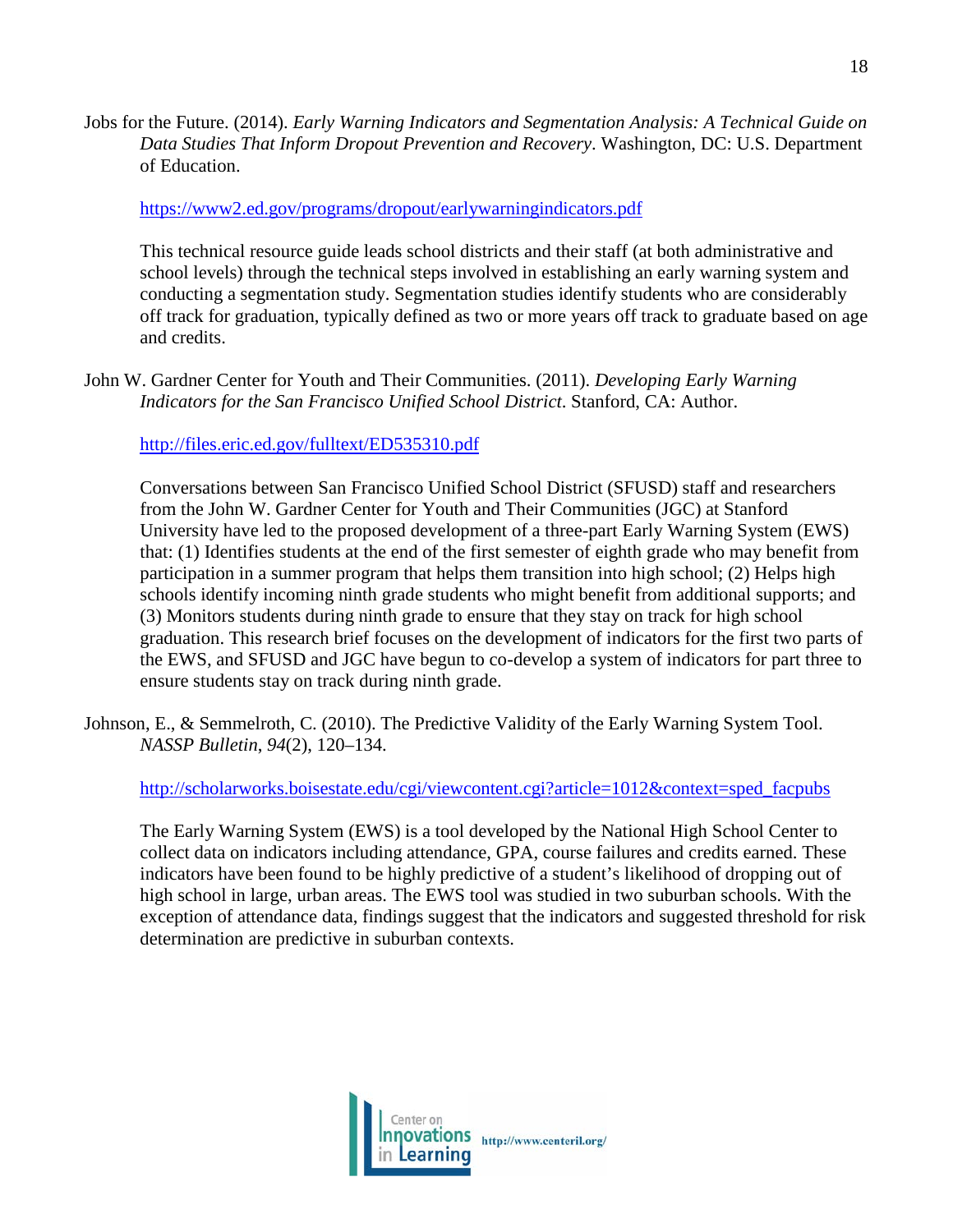Jobs for the Future. (2014). *Early Warning Indicators and Segmentation Analysis: A Technical Guide on Data Studies That Inform Dropout Prevention and Recovery*. Washington, DC: U.S. Department of Education.

https://www2.ed.gov/programs/dropout/earlywarningindicators.pdf

This technical resource guide leads school districts and their staff (at both administrative and school levels) through the technical steps involved in establishing an early warning system and conducting a segmentation study. Segmentation studies identify students who are considerably off track for graduation, typically defined as two or more years off track to graduate based on age and credits.

John W. Gardner Center for Youth and Their Communities. (2011). *Developing Early Warning Indicators for the San Francisco Unified School District*. Stanford, CA: Author.

http://files.eric.ed.gov/fulltext/ED535310.pdf

Conversations between San Francisco Unified School District (SFUSD) staff and researchers from the John W. Gardner Center for Youth and Their Communities (JGC) at Stanford University have led to the proposed development of a three-part Early Warning System (EWS) that: (1) Identifies students at the end of the first semester of eighth grade who may benefit from participation in a summer program that helps them transition into high school; (2) Helps high schools identify incoming ninth grade students who might benefit from additional supports; and (3) Monitors students during ninth grade to ensure that they stay on track for high school graduation. This research brief focuses on the development of indicators for the first two parts of the EWS, and SFUSD and JGC have begun to co-develop a system of indicators for part three to ensure students stay on track during ninth grade.

Johnson, E., & Semmelroth, C. (2010). The Predictive Validity of the Early Warning System Tool. *NASSP Bulletin*, *94*(2), 120–134.

http://scholarworks.boisestate.edu/cgi/viewcontent.cgi?article=1012&context=sped_facpubs

The Early Warning System (EWS) is a tool developed by the National High School Center to collect data on indicators including attendance, GPA, course failures and credits earned. These indicators have been found to be highly predictive of a student's likelihood of dropping out of high school in large, urban areas. The EWS tool was studied in two suburban schools. With the exception of attendance data, findings suggest that the indicators and suggested threshold for risk determination are predictive in suburban contexts.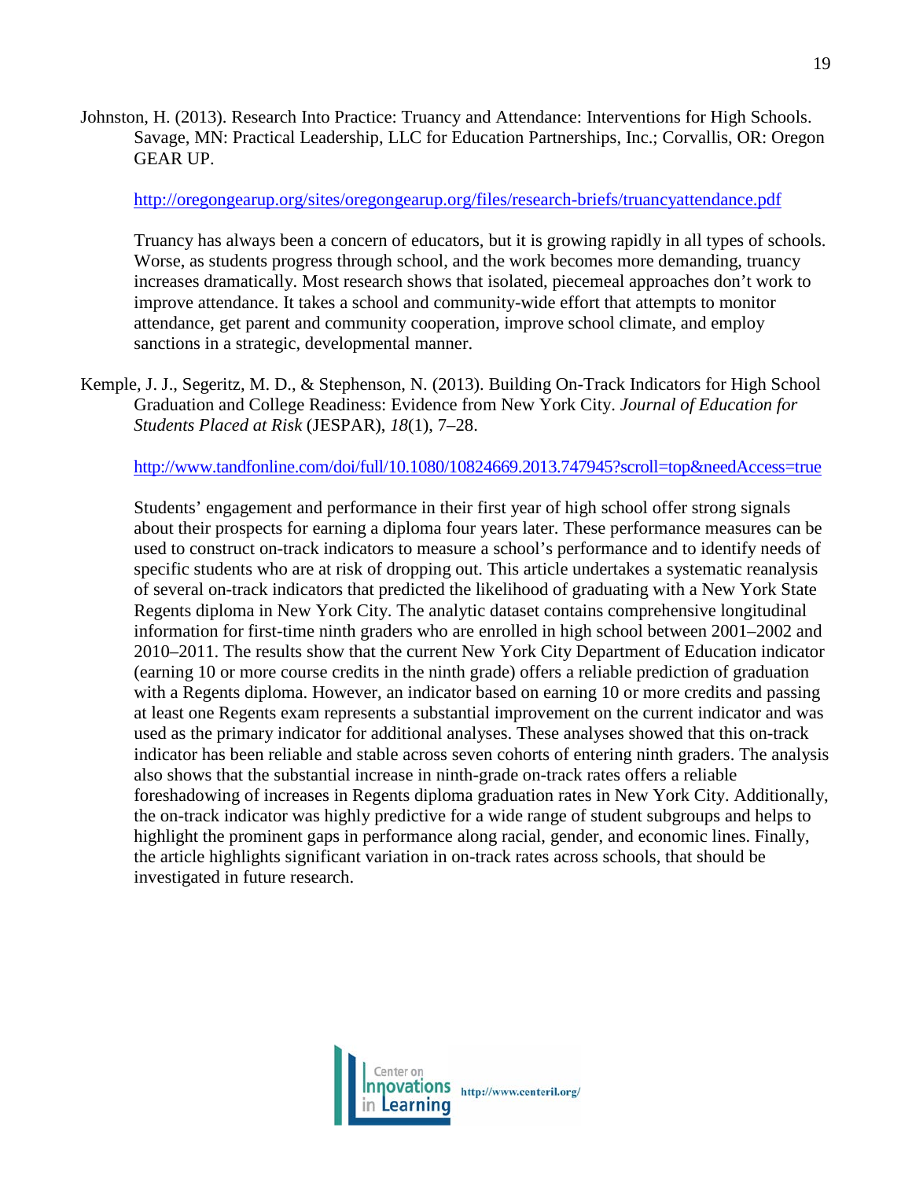Johnston, H. (2013). Research Into Practice: Truancy and Attendance: Interventions for High Schools. Savage, MN: Practical Leadership, LLC for Education Partnerships, Inc.; Corvallis, OR: Oregon GEAR UP.

http://oregongearup.org/sites/oregongearup.org/files/research-briefs/truancyattendance.pdf

Truancy has always been a concern of educators, but it is growing rapidly in all types of schools. Worse, as students progress through school, and the work becomes more demanding, truancy increases dramatically. Most research shows that isolated, piecemeal approaches don't work to improve attendance. It takes a school and community-wide effort that attempts to monitor attendance, get parent and community cooperation, improve school climate, and employ sanctions in a strategic, developmental manner.

Kemple, J. J., Segeritz, M. D., & Stephenson, N. (2013). Building On-Track Indicators for High School Graduation and College Readiness: Evidence from New York City. *Journal of Education for Students Placed at Risk* (JESPAR), *18*(1), 7–28.

http://www.tandfonline.com/doi/full/10.1080/10824669.2013.747945?scroll=top&needAccess=true

Students' engagement and performance in their first year of high school offer strong signals about their prospects for earning a diploma four years later. These performance measures can be used to construct on-track indicators to measure a school's performance and to identify needs of specific students who are at risk of dropping out. This article undertakes a systematic reanalysis of several on-track indicators that predicted the likelihood of graduating with a New York State Regents diploma in New York City. The analytic dataset contains comprehensive longitudinal information for first-time ninth graders who are enrolled in high school between 2001–2002 and 2010–2011. The results show that the current New York City Department of Education indicator (earning 10 or more course credits in the ninth grade) offers a reliable prediction of graduation with a Regents diploma. However, an indicator based on earning 10 or more credits and passing at least one Regents exam represents a substantial improvement on the current indicator and was used as the primary indicator for additional analyses. These analyses showed that this on-track indicator has been reliable and stable across seven cohorts of entering ninth graders. The analysis also shows that the substantial increase in ninth-grade on-track rates offers a reliable foreshadowing of increases in Regents diploma graduation rates in New York City. Additionally, the on-track indicator was highly predictive for a wide range of student subgroups and helps to highlight the prominent gaps in performance along racial, gender, and economic lines. Finally, the article highlights significant variation in on-track rates across schools, that should be investigated in future research.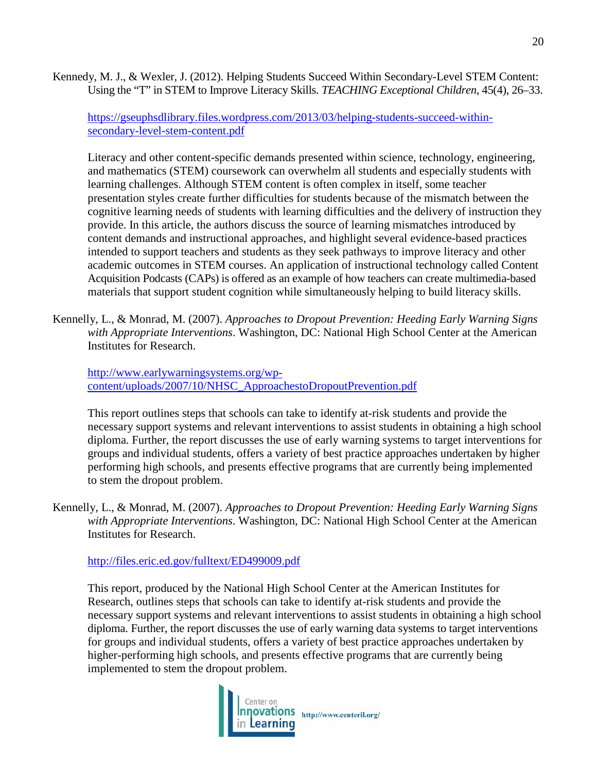Kennedy, M. J., & Wexler, J. (2012). Helping Students Succeed Within Secondary-Level STEM Content: Using the "T" in STEM to Improve Literacy Skills. *TEACHING Exceptional Children*, 45(4), 26–33.

https://gseuphsdlibrary.files.wordpress.com/2013/03/helping-students-succeed-within-secondary-level-stem-content.pdf

Literacy and other content-specific demands presented within science, technology, engineering, and mathematics (STEM) coursework can overwhelm all students and especially students with learning challenges. Although STEM content is often complex in itself, some teacher presentation styles create further difficulties for students because of the mismatch between the cognitive learning needs of students with learning difficulties and the delivery of instruction they provide. In this article, the authors discuss the source of learning mismatches introduced by content demands and instructional approaches, and highlight several evidence-based practices intended to support teachers and students as they seek pathways to improve literacy and other academic outcomes in STEM courses. An application of instructional technology called Content Acquisition Podcasts (CAPs) is offered as an example of how teachers can create multimedia-based materials that support student cognition while simultaneously helping to build literacy skills.

Kennelly, L., & Monrad, M. (2007). *Approaches to Dropout Prevention: Heeding Early Warning Signs with Appropriate Interventions*. Washington, DC: National High School Center at the American Institutes for Research.

http://www.earlywarningsystems.org/wp-content/uploads/2007/10/NHSC_ApproachestoDropoutPrevention.pdf

This report outlines steps that schools can take to identify at-risk students and provide the necessary support systems and relevant interventions to assist students in obtaining a high school diploma. Further, the report discusses the use of early warning systems to target interventions for groups and individual students, offers a variety of best practice approaches undertaken by higher performing high schools, and presents effective programs that are currently being implemented to stem the dropout problem.

Kennelly, L., & Monrad, M. (2007). *Approaches to Dropout Prevention: Heeding Early Warning Signs with Appropriate Interventions*. Washington, DC: National High School Center at the American Institutes for Research.

http://files.eric.ed.gov/fulltext/ED499009.pdf

This report, produced by the National High School Center at the American Institutes for Research, outlines steps that schools can take to identify at-risk students and provide the necessary support systems and relevant interventions to assist students in obtaining a high school diploma. Further, the report discusses the use of early warning data systems to target interventions for groups and individual students, offers a variety of best practice approaches undertaken by higher-performing high schools, and presents effective programs that are currently being implemented to stem the dropout problem.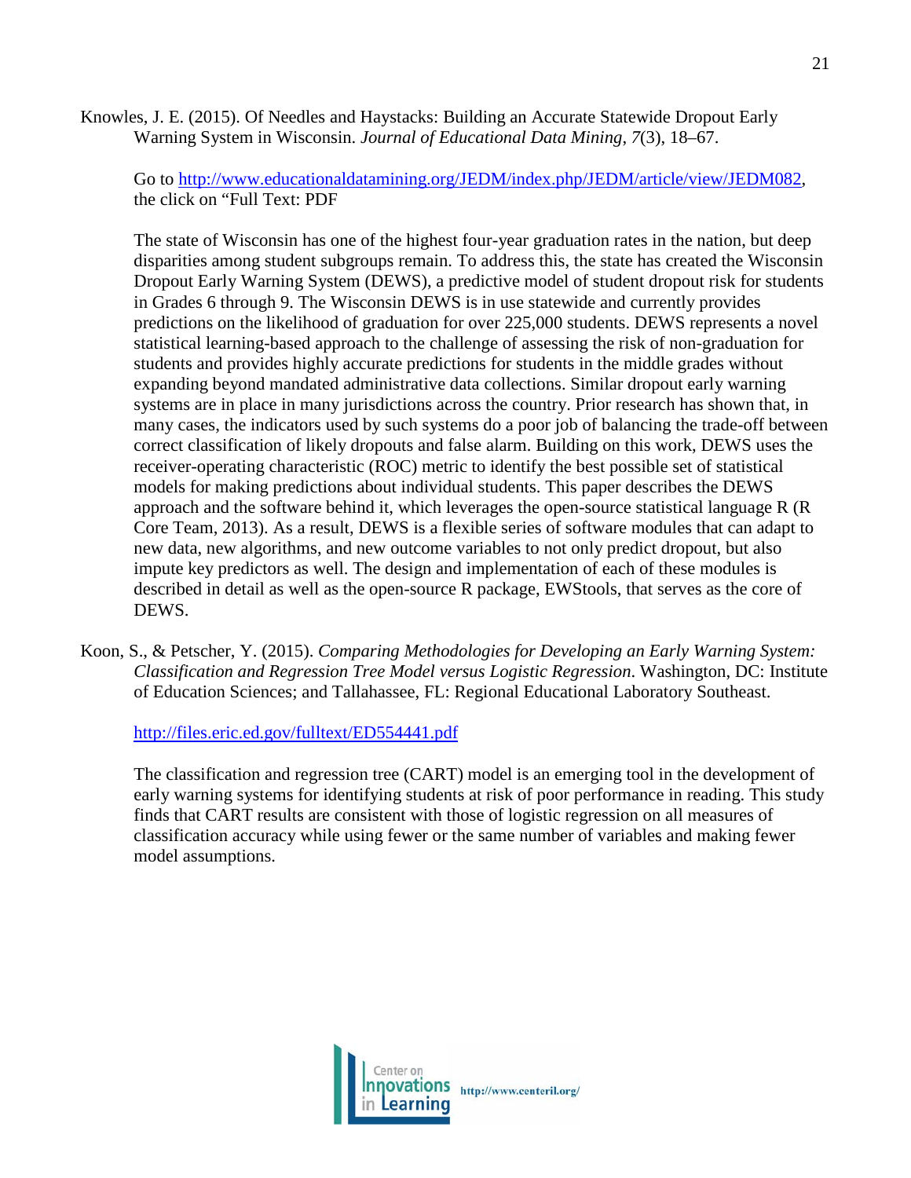Knowles, J. E. (2015). Of Needles and Haystacks: Building an Accurate Statewide Dropout Early Warning System in Wisconsin. *Journal of Educational Data Mining*, *7*(3), 18–67.

Go to http://www.educationaldatamining.org/JEDM/index.php/JEDM/article/view/JEDM082, the click on "Full Text: PDF

The state of Wisconsin has one of the highest four-year graduation rates in the nation, but deep disparities among student subgroups remain. To address this, the state has created the Wisconsin Dropout Early Warning System (DEWS), a predictive model of student dropout risk for students in Grades 6 through 9. The Wisconsin DEWS is in use statewide and currently provides predictions on the likelihood of graduation for over 225,000 students. DEWS represents a novel statistical learning-based approach to the challenge of assessing the risk of non-graduation for students and provides highly accurate predictions for students in the middle grades without expanding beyond mandated administrative data collections. Similar dropout early warning systems are in place in many jurisdictions across the country. Prior research has shown that, in many cases, the indicators used by such systems do a poor job of balancing the trade-off between correct classification of likely dropouts and false alarm. Building on this work, DEWS uses the receiver-operating characteristic (ROC) metric to identify the best possible set of statistical models for making predictions about individual students. This paper describes the DEWS approach and the software behind it, which leverages the open-source statistical language R (R Core Team, 2013). As a result, DEWS is a flexible series of software modules that can adapt to new data, new algorithms, and new outcome variables to not only predict dropout, but also impute key predictors as well. The design and implementation of each of these modules is described in detail as well as the open-source R package, EWStools, that serves as the core of DEWS.

Koon, S., & Petscher, Y. (2015). *Comparing Methodologies for Developing an Early Warning System: Classification and Regression Tree Model versus Logistic Regression*. Washington, DC: Institute of Education Sciences; and Tallahassee, FL: Regional Educational Laboratory Southeast.

http://files.eric.ed.gov/fulltext/ED554441.pdf

The classification and regression tree (CART) model is an emerging tool in the development of early warning systems for identifying students at risk of poor performance in reading. This study finds that CART results are consistent with those of logistic regression on all measures of classification accuracy while using fewer or the same number of variables and making fewer model assumptions.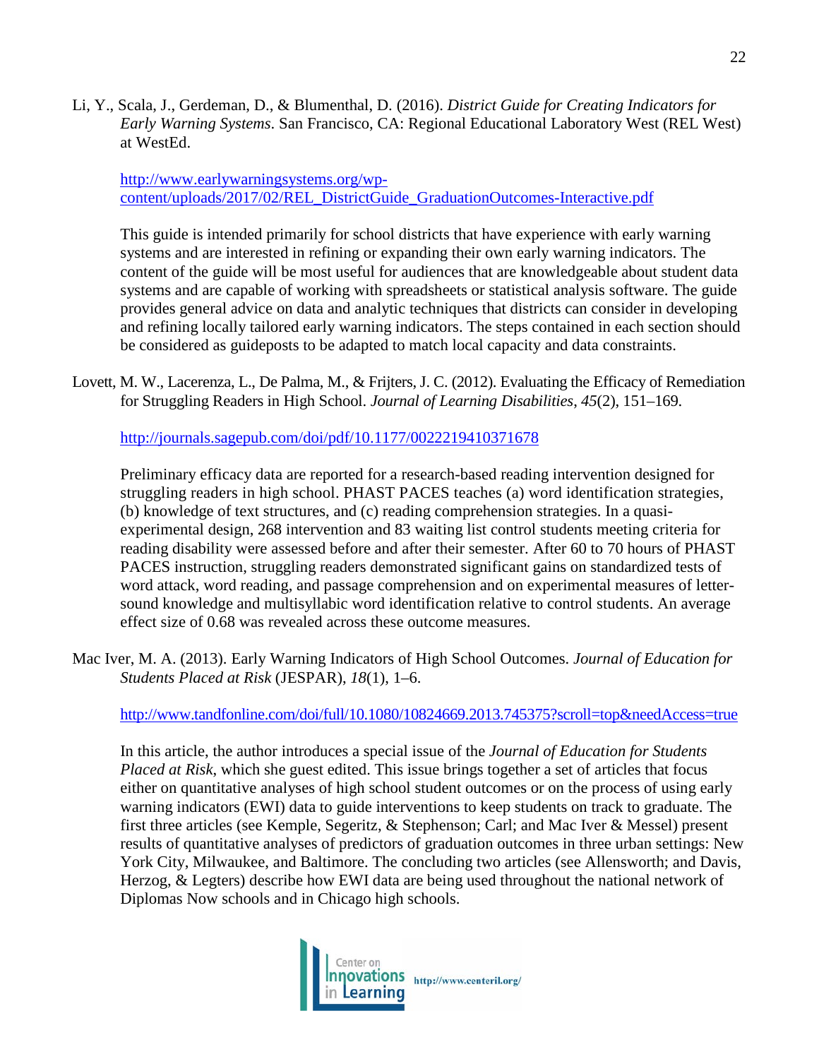Li, Y., Scala, J., Gerdeman, D., & Blumenthal, D. (2016). *District Guide for Creating Indicators for Early Warning Systems*. San Francisco, CA: Regional Educational Laboratory West (REL West) at WestEd.

http://www.earlywarningsystems.org/wp-content/uploads/2017/02/REL_DistrictGuide_GraduationOutcomes-Interactive.pdf

This guide is intended primarily for school districts that have experience with early warning systems and are interested in refining or expanding their own early warning indicators. The content of the guide will be most useful for audiences that are knowledgeable about student data systems and are capable of working with spreadsheets or statistical analysis software. The guide provides general advice on data and analytic techniques that districts can consider in developing and refining locally tailored early warning indicators. The steps contained in each section should be considered as guideposts to be adapted to match local capacity and data constraints.

Lovett, M. W., Lacerenza, L., De Palma, M., & Frijters, J. C. (2012). Evaluating the Efficacy of Remediation for Struggling Readers in High School. *Journal of Learning Disabilities*, *45*(2), 151–169.

http://journals.sagepub.com/doi/pdf/10.1177/0022219410371678

Preliminary efficacy data are reported for a research-based reading intervention designed for struggling readers in high school. PHAST PACES teaches (a) word identification strategies, (b) knowledge of text structures, and (c) reading comprehension strategies. In a quasi-experimental design, 268 intervention and 83 waiting list control students meeting criteria for reading disability were assessed before and after their semester. After 60 to 70 hours of PHAST PACES instruction, struggling readers demonstrated significant gains on standardized tests of word attack, word reading, and passage comprehension and on experimental measures of letter-sound knowledge and multisyllabic word identification relative to control students. An average effect size of 0.68 was revealed across these outcome measures.

Mac Iver, M. A. (2013). Early Warning Indicators of High School Outcomes. *Journal of Education for Students Placed at Risk* (JESPAR), *18*(1), 1–6.

http://www.tandfonline.com/doi/full/10.1080/10824669.2013.745375?scroll=top&needAccess=true

In this article, the author introduces a special issue of the *Journal of Education for Students Placed at Risk*, which she guest edited. This issue brings together a set of articles that focus either on quantitative analyses of high school student outcomes or on the process of using early warning indicators (EWI) data to guide interventions to keep students on track to graduate. The first three articles (see Kemple, Segeritz, & Stephenson; Carl; and Mac Iver & Messel) present results of quantitative analyses of predictors of graduation outcomes in three urban settings: New York City, Milwaukee, and Baltimore. The concluding two articles (see Allensworth; and Davis, Herzog, & Legters) describe how EWI data are being used throughout the national network of Diplomas Now schools and in Chicago high schools.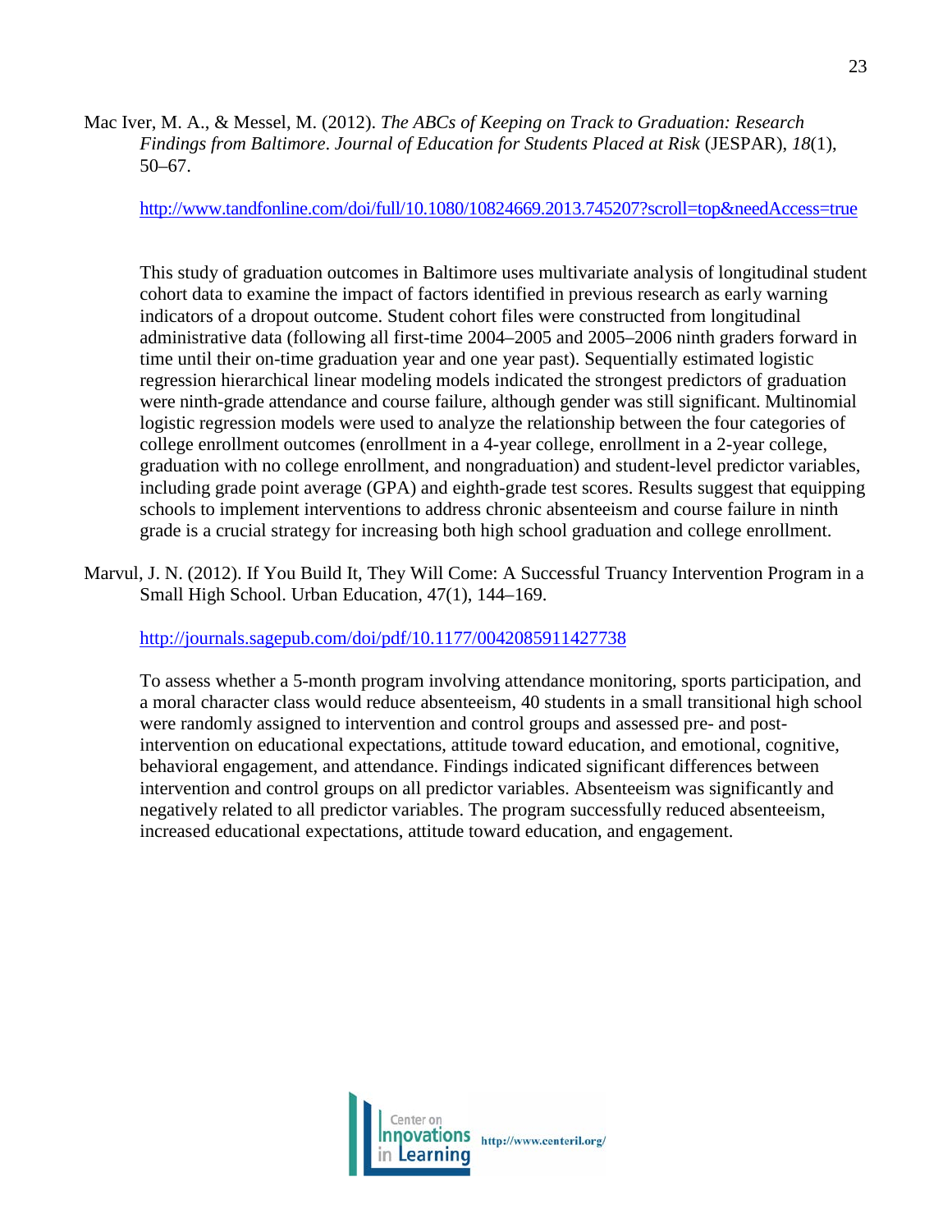Mac Iver, M. A., & Messel, M. (2012). *The ABCs of Keeping on Track to Graduation: Research Findings from Baltimore*. *Journal of Education for Students Placed at Risk* (JESPAR), *18*(1), 50–67.

http://www.tandfonline.com/doi/full/10.1080/10824669.2013.745207?scroll=top&needAccess=true

This study of graduation outcomes in Baltimore uses multivariate analysis of longitudinal student cohort data to examine the impact of factors identified in previous research as early warning indicators of a dropout outcome. Student cohort files were constructed from longitudinal administrative data (following all first-time 2004–2005 and 2005–2006 ninth graders forward in time until their on-time graduation year and one year past). Sequentially estimated logistic regression hierarchical linear modeling models indicated the strongest predictors of graduation were ninth-grade attendance and course failure, although gender was still significant. Multinomial logistic regression models were used to analyze the relationship between the four categories of college enrollment outcomes (enrollment in a 4-year college, enrollment in a 2-year college, graduation with no college enrollment, and nongraduation) and student-level predictor variables, including grade point average (GPA) and eighth-grade test scores. Results suggest that equipping schools to implement interventions to address chronic absenteeism and course failure in ninth grade is a crucial strategy for increasing both high school graduation and college enrollment.

Marvul, J. N. (2012). If You Build It, They Will Come: A Successful Truancy Intervention Program in a Small High School. Urban Education, 47(1), 144–169.

http://journals.sagepub.com/doi/pdf/10.1177/0042085911427738

To assess whether a 5-month program involving attendance monitoring, sports participation, and a moral character class would reduce absenteeism, 40 students in a small transitional high school were randomly assigned to intervention and control groups and assessed pre- and post-intervention on educational expectations, attitude toward education, and emotional, cognitive, behavioral engagement, and attendance. Findings indicated significant differences between intervention and control groups on all predictor variables. Absenteeism was significantly and negatively related to all predictor variables. The program successfully reduced absenteeism, increased educational expectations, attitude toward education, and engagement.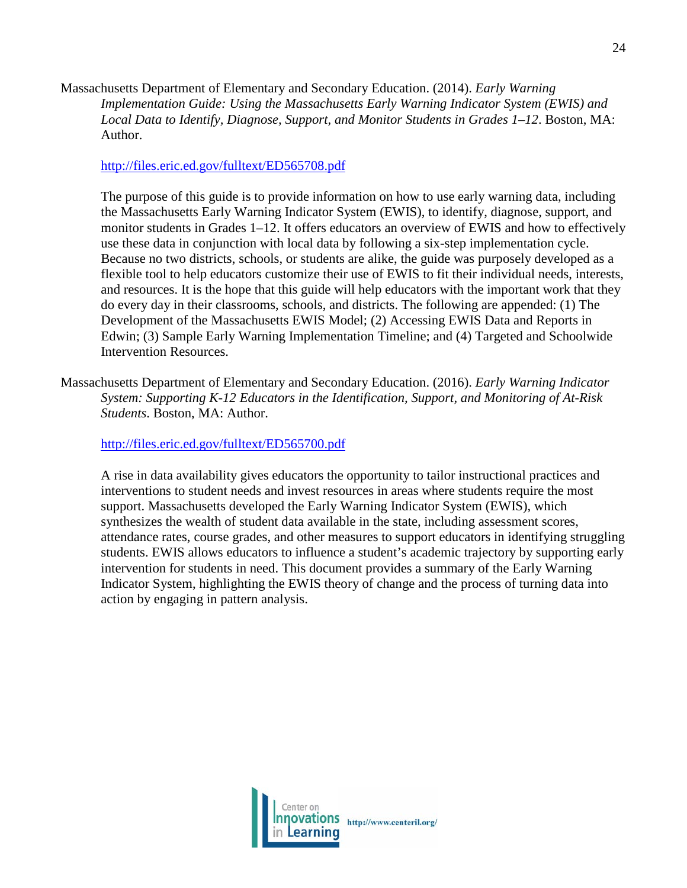Massachusetts Department of Elementary and Secondary Education. (2014). *Early Warning Implementation Guide: Using the Massachusetts Early Warning Indicator System (EWIS) and Local Data to Identify, Diagnose, Support, and Monitor Students in Grades 1–12*. Boston, MA: Author.

http://files.eric.ed.gov/fulltext/ED565708.pdf

The purpose of this guide is to provide information on how to use early warning data, including the Massachusetts Early Warning Indicator System (EWIS), to identify, diagnose, support, and monitor students in Grades 1–12. It offers educators an overview of EWIS and how to effectively use these data in conjunction with local data by following a six-step implementation cycle. Because no two districts, schools, or students are alike, the guide was purposely developed as a flexible tool to help educators customize their use of EWIS to fit their individual needs, interests, and resources. It is the hope that this guide will help educators with the important work that they do every day in their classrooms, schools, and districts. The following are appended: (1) The Development of the Massachusetts EWIS Model; (2) Accessing EWIS Data and Reports in Edwin; (3) Sample Early Warning Implementation Timeline; and (4) Targeted and Schoolwide Intervention Resources.

Massachusetts Department of Elementary and Secondary Education. (2016). *Early Warning Indicator System: Supporting K-12 Educators in the Identification, Support, and Monitoring of At-Risk Students*. Boston, MA: Author.

http://files.eric.ed.gov/fulltext/ED565700.pdf

A rise in data availability gives educators the opportunity to tailor instructional practices and interventions to student needs and invest resources in areas where students require the most support. Massachusetts developed the Early Warning Indicator System (EWIS), which synthesizes the wealth of student data available in the state, including assessment scores, attendance rates, course grades, and other measures to support educators in identifying struggling students. EWIS allows educators to influence a student's academic trajectory by supporting early intervention for students in need. This document provides a summary of the Early Warning Indicator System, highlighting the EWIS theory of change and the process of turning data into action by engaging in pattern analysis.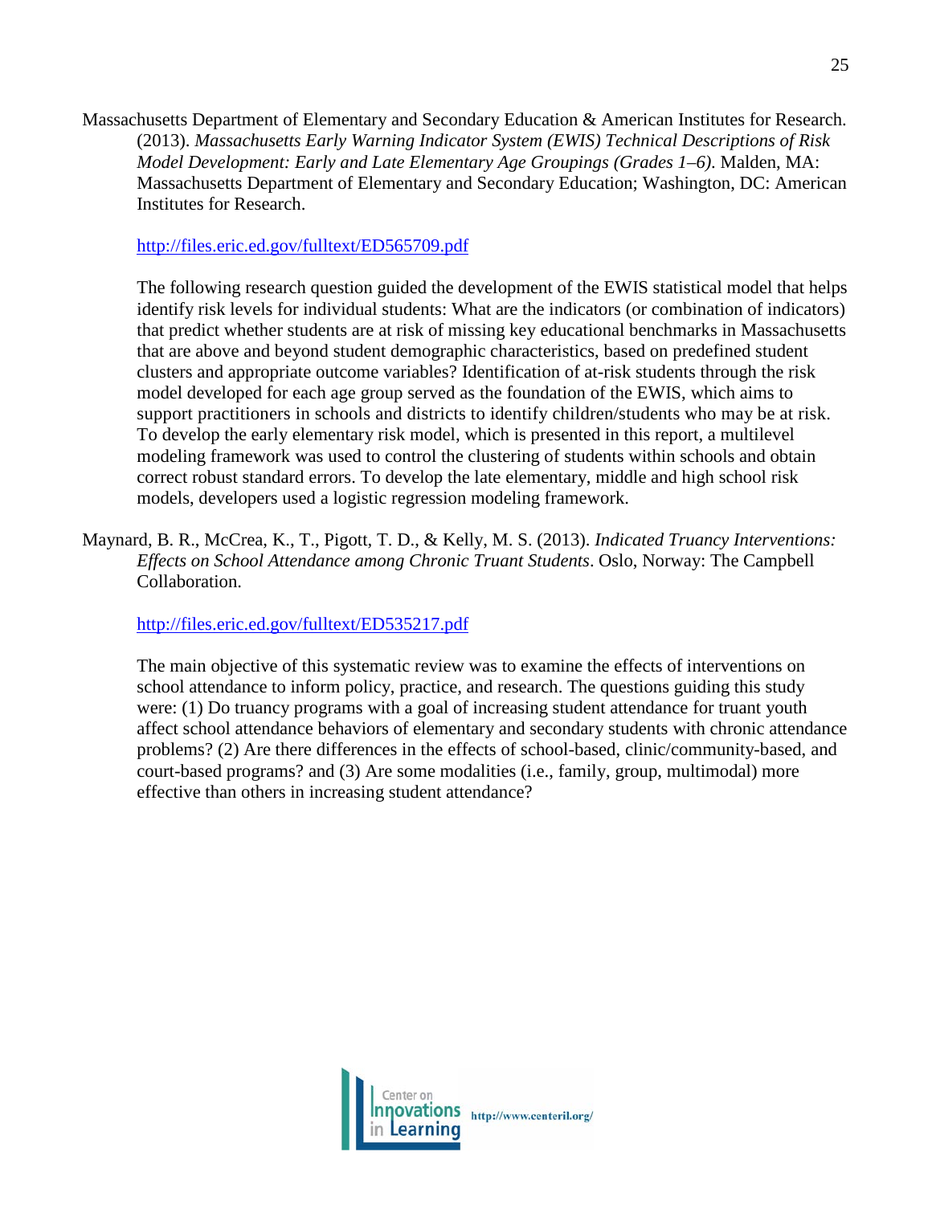Massachusetts Department of Elementary and Secondary Education & American Institutes for Research. (2013). *Massachusetts Early Warning Indicator System (EWIS) Technical Descriptions of Risk Model Development: Early and Late Elementary Age Groupings (Grades 1–6)*. Malden, MA: Massachusetts Department of Elementary and Secondary Education; Washington, DC: American Institutes for Research.

http://files.eric.ed.gov/fulltext/ED565709.pdf

The following research question guided the development of the EWIS statistical model that helps identify risk levels for individual students: What are the indicators (or combination of indicators) that predict whether students are at risk of missing key educational benchmarks in Massachusetts that are above and beyond student demographic characteristics, based on predefined student clusters and appropriate outcome variables? Identification of at-risk students through the risk model developed for each age group served as the foundation of the EWIS, which aims to support practitioners in schools and districts to identify children/students who may be at risk. To develop the early elementary risk model, which is presented in this report, a multilevel modeling framework was used to control the clustering of students within schools and obtain correct robust standard errors. To develop the late elementary, middle and high school risk models, developers used a logistic regression modeling framework.

Maynard, B. R., McCrea, K., T., Pigott, T. D., & Kelly, M. S. (2013). *Indicated Truancy Interventions: Effects on School Attendance among Chronic Truant Students*. Oslo, Norway: The Campbell Collaboration.

http://files.eric.ed.gov/fulltext/ED535217.pdf

The main objective of this systematic review was to examine the effects of interventions on school attendance to inform policy, practice, and research. The questions guiding this study were: (1) Do truancy programs with a goal of increasing student attendance for truant youth affect school attendance behaviors of elementary and secondary students with chronic attendance problems? (2) Are there differences in the effects of school-based, clinic/community-based, and court-based programs? and (3) Are some modalities (i.e., family, group, multimodal) more effective than others in increasing student attendance?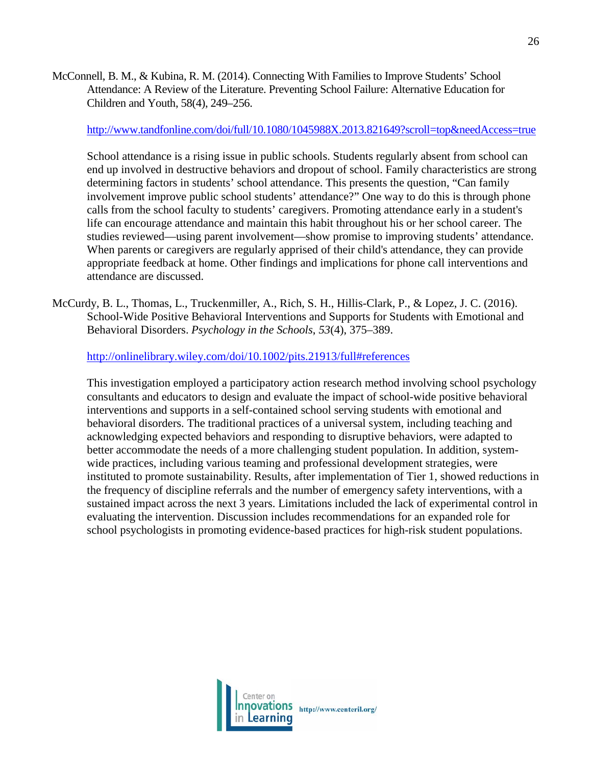McConnell, B. M., & Kubina, R. M. (2014). Connecting With Families to Improve Students' School Attendance: A Review of the Literature. Preventing School Failure: Alternative Education for Children and Youth, 58(4), 249–256.

http://www.tandfonline.com/doi/full/10.1080/1045988X.2013.821649?scroll=top&needAccess=true

School attendance is a rising issue in public schools. Students regularly absent from school can end up involved in destructive behaviors and dropout of school. Family characteristics are strong determining factors in students' school attendance. This presents the question, "Can family involvement improve public school students' attendance?" One way to do this is through phone calls from the school faculty to students' caregivers. Promoting attendance early in a student's life can encourage attendance and maintain this habit throughout his or her school career. The studies reviewed—using parent involvement—show promise to improving students' attendance. When parents or caregivers are regularly apprised of their child's attendance, they can provide appropriate feedback at home. Other findings and implications for phone call interventions and attendance are discussed.

McCurdy, B. L., Thomas, L., Truckenmiller, A., Rich, S. H., Hillis-Clark, P., & Lopez, J. C. (2016). School-Wide Positive Behavioral Interventions and Supports for Students with Emotional and Behavioral Disorders. *Psychology in the Schools*, *53*(4), 375–389.

http://onlinelibrary.wiley.com/doi/10.1002/pits.21913/full#references

This investigation employed a participatory action research method involving school psychology consultants and educators to design and evaluate the impact of school-wide positive behavioral interventions and supports in a self-contained school serving students with emotional and behavioral disorders. The traditional practices of a universal system, including teaching and acknowledging expected behaviors and responding to disruptive behaviors, were adapted to better accommodate the needs of a more challenging student population. In addition, system-wide practices, including various teaming and professional development strategies, were instituted to promote sustainability. Results, after implementation of Tier 1, showed reductions in the frequency of discipline referrals and the number of emergency safety interventions, with a sustained impact across the next 3 years. Limitations included the lack of experimental control in evaluating the intervention. Discussion includes recommendations for an expanded role for school psychologists in promoting evidence-based practices for high-risk student populations.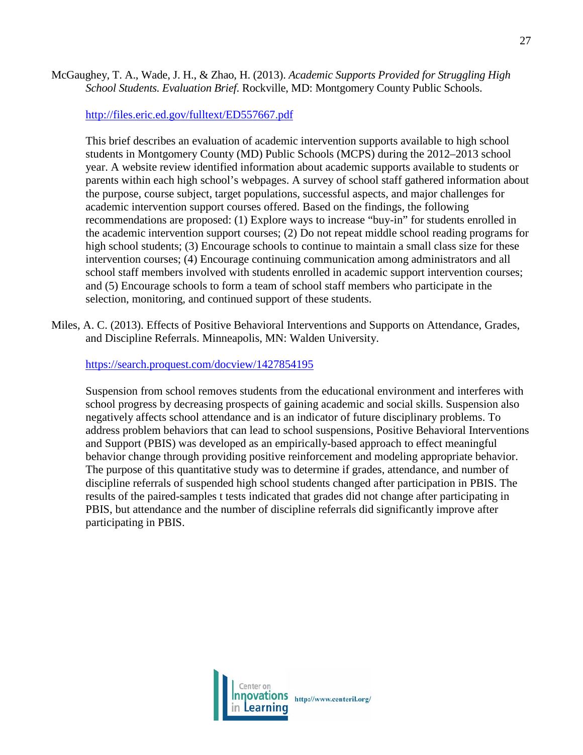McGaughey, T. A., Wade, J. H., & Zhao, H. (2013). *Academic Supports Provided for Struggling High School Students. Evaluation Brief*. Rockville, MD: Montgomery County Public Schools.

http://files.eric.ed.gov/fulltext/ED557667.pdf

This brief describes an evaluation of academic intervention supports available to high school students in Montgomery County (MD) Public Schools (MCPS) during the 2012–2013 school year. A website review identified information about academic supports available to students or parents within each high school's webpages. A survey of school staff gathered information about the purpose, course subject, target populations, successful aspects, and major challenges for academic intervention support courses offered. Based on the findings, the following recommendations are proposed: (1) Explore ways to increase "buy-in" for students enrolled in the academic intervention support courses; (2) Do not repeat middle school reading programs for high school students; (3) Encourage schools to continue to maintain a small class size for these intervention courses; (4) Encourage continuing communication among administrators and all school staff members involved with students enrolled in academic support intervention courses; and (5) Encourage schools to form a team of school staff members who participate in the selection, monitoring, and continued support of these students.

Miles, A. C. (2013). Effects of Positive Behavioral Interventions and Supports on Attendance, Grades, and Discipline Referrals. Minneapolis, MN: Walden University.

https://search.proquest.com/docview/1427854195

Suspension from school removes students from the educational environment and interferes with school progress by decreasing prospects of gaining academic and social skills. Suspension also negatively affects school attendance and is an indicator of future disciplinary problems. To address problem behaviors that can lead to school suspensions, Positive Behavioral Interventions and Support (PBIS) was developed as an empirically-based approach to effect meaningful behavior change through providing positive reinforcement and modeling appropriate behavior. The purpose of this quantitative study was to determine if grades, attendance, and number of discipline referrals of suspended high school students changed after participation in PBIS. The results of the paired-samples t tests indicated that grades did not change after participating in PBIS, but attendance and the number of discipline referrals did significantly improve after participating in PBIS.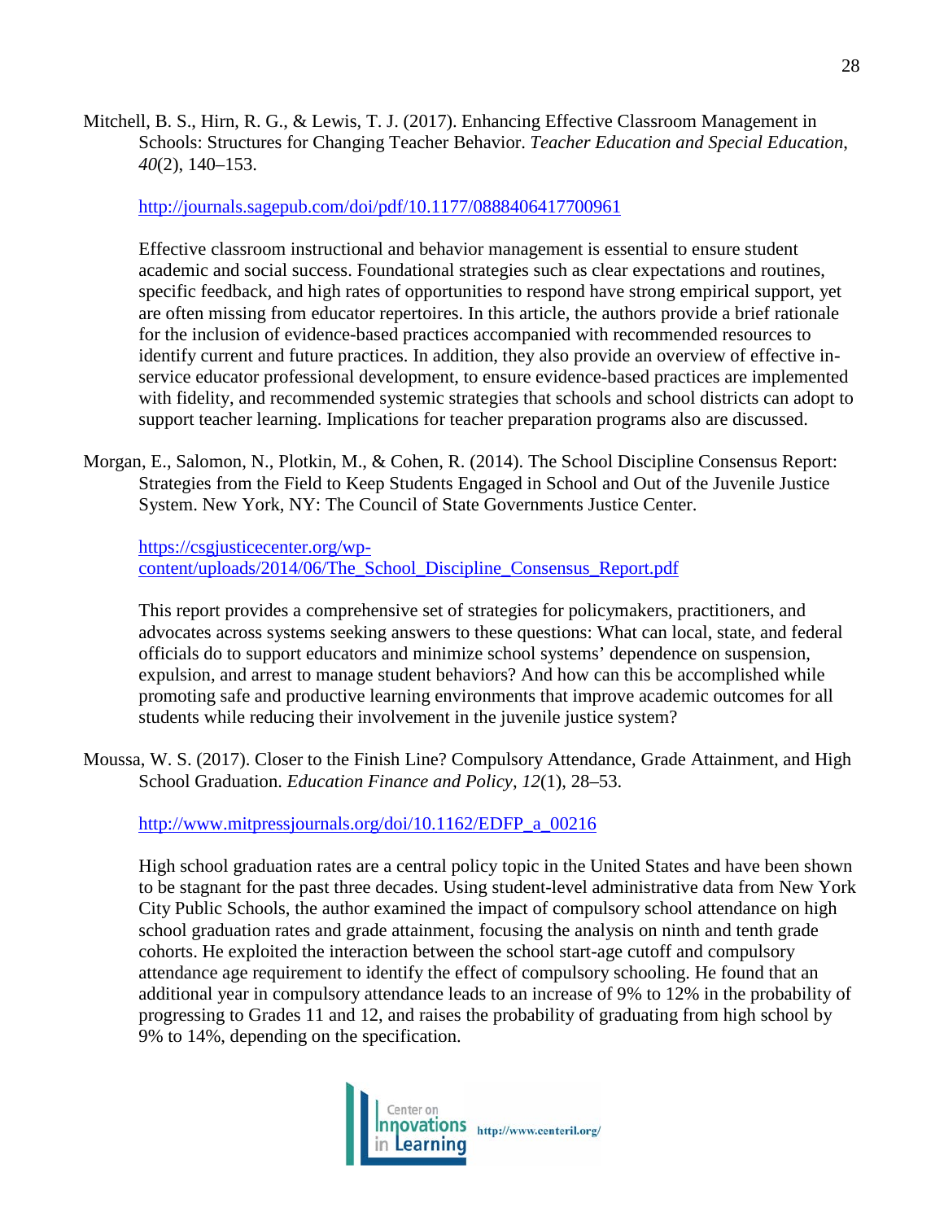Mitchell, B. S., Hirn, R. G., & Lewis, T. J. (2017). Enhancing Effective Classroom Management in Schools: Structures for Changing Teacher Behavior. *Teacher Education and Special Education*, *40*(2), 140–153.

http://journals.sagepub.com/doi/pdf/10.1177/0888406417700961

Effective classroom instructional and behavior management is essential to ensure student academic and social success. Foundational strategies such as clear expectations and routines, specific feedback, and high rates of opportunities to respond have strong empirical support, yet are often missing from educator repertoires. In this article, the authors provide a brief rationale for the inclusion of evidence-based practices accompanied with recommended resources to identify current and future practices. In addition, they also provide an overview of effective in-service educator professional development, to ensure evidence-based practices are implemented with fidelity, and recommended systemic strategies that schools and school districts can adopt to support teacher learning. Implications for teacher preparation programs also are discussed.

Morgan, E., Salomon, N., Plotkin, M., & Cohen, R. (2014). The School Discipline Consensus Report: Strategies from the Field to Keep Students Engaged in School and Out of the Juvenile Justice System. New York, NY: The Council of State Governments Justice Center.

https://csgjusticecenter.org/wp-content/uploads/2014/06/The_School_Discipline_Consensus_Report.pdf

This report provides a comprehensive set of strategies for policymakers, practitioners, and advocates across systems seeking answers to these questions: What can local, state, and federal officials do to support educators and minimize school systems' dependence on suspension, expulsion, and arrest to manage student behaviors? And how can this be accomplished while promoting safe and productive learning environments that improve academic outcomes for all students while reducing their involvement in the juvenile justice system?

Moussa, W. S. (2017). Closer to the Finish Line? Compulsory Attendance, Grade Attainment, and High School Graduation. *Education Finance and Policy*, *12*(1), 28–53.

http://www.mitpressjournals.org/doi/10.1162/EDFP_a_00216

High school graduation rates are a central policy topic in the United States and have been shown to be stagnant for the past three decades. Using student-level administrative data from New York City Public Schools, the author examined the impact of compulsory school attendance on high school graduation rates and grade attainment, focusing the analysis on ninth and tenth grade cohorts. He exploited the interaction between the school start-age cutoff and compulsory attendance age requirement to identify the effect of compulsory schooling. He found that an additional year in compulsory attendance leads to an increase of 9% to 12% in the probability of progressing to Grades 11 and 12, and raises the probability of graduating from high school by 9% to 14%, depending on the specification.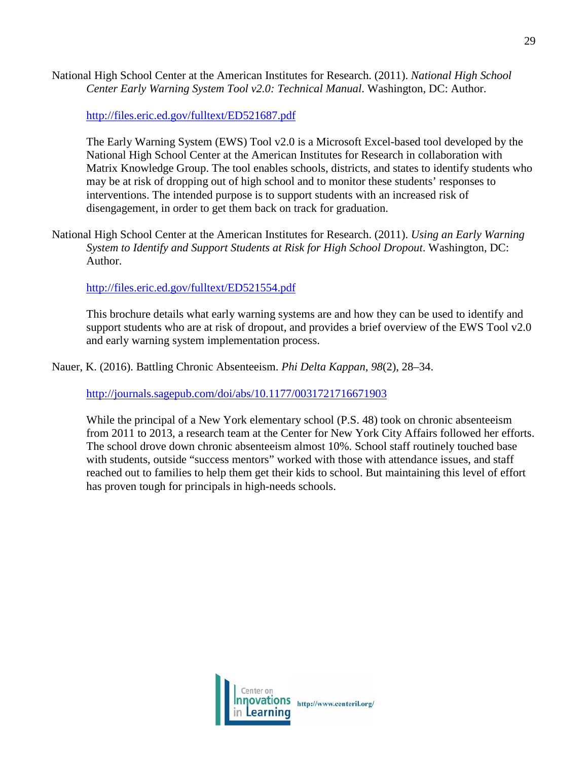National High School Center at the American Institutes for Research. (2011). *National High School Center Early Warning System Tool v2.0: Technical Manual*. Washington, DC: Author.

http://files.eric.ed.gov/fulltext/ED521687.pdf

The Early Warning System (EWS) Tool v2.0 is a Microsoft Excel-based tool developed by the National High School Center at the American Institutes for Research in collaboration with Matrix Knowledge Group. The tool enables schools, districts, and states to identify students who may be at risk of dropping out of high school and to monitor these students' responses to interventions. The intended purpose is to support students with an increased risk of disengagement, in order to get them back on track for graduation.

National High School Center at the American Institutes for Research. (2011). *Using an Early Warning System to Identify and Support Students at Risk for High School Dropout*. Washington, DC: Author.

http://files.eric.ed.gov/fulltext/ED521554.pdf

This brochure details what early warning systems are and how they can be used to identify and support students who are at risk of dropout, and provides a brief overview of the EWS Tool v2.0 and early warning system implementation process.

Nauer, K. (2016). Battling Chronic Absenteeism. *Phi Delta Kappan*, *98*(2), 28–34.

http://journals.sagepub.com/doi/abs/10.1177/0031721716671903

While the principal of a New York elementary school (P.S. 48) took on chronic absenteeism from 2011 to 2013, a research team at the Center for New York City Affairs followed her efforts. The school drove down chronic absenteeism almost 10%. School staff routinely touched base with students, outside "success mentors" worked with those with attendance issues, and staff reached out to families to help them get their kids to school. But maintaining this level of effort has proven tough for principals in high-needs schools.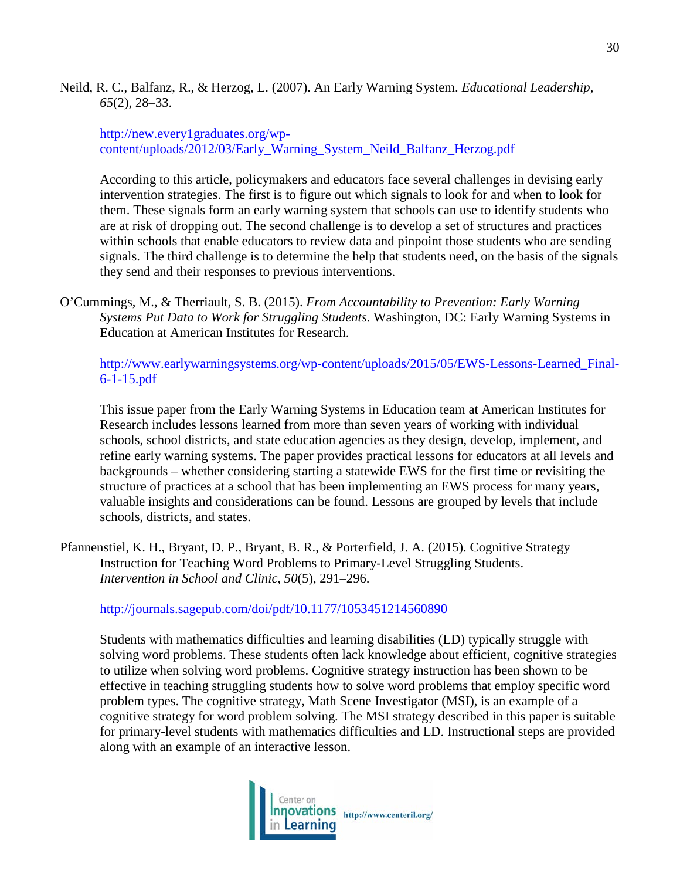Neild, R. C., Balfanz, R., & Herzog, L. (2007). An Early Warning System. *Educational Leadership*, *65*(2), 28–33.

http://new.every1graduates.org/wp-content/uploads/2012/03/Early_Warning_System_Neild_Balfanz_Herzog.pdf

According to this article, policymakers and educators face several challenges in devising early intervention strategies. The first is to figure out which signals to look for and when to look for them. These signals form an early warning system that schools can use to identify students who are at risk of dropping out. The second challenge is to develop a set of structures and practices within schools that enable educators to review data and pinpoint those students who are sending signals. The third challenge is to determine the help that students need, on the basis of the signals they send and their responses to previous interventions.

O'Cummings, M., & Therriault, S. B. (2015). *From Accountability to Prevention: Early Warning Systems Put Data to Work for Struggling Students*. Washington, DC: Early Warning Systems in Education at American Institutes for Research.

http://www.earlywarningsystems.org/wp-content/uploads/2015/05/EWS-Lessons-Learned_Final-6-1-15.pdf

This issue paper from the Early Warning Systems in Education team at American Institutes for Research includes lessons learned from more than seven years of working with individual schools, school districts, and state education agencies as they design, develop, implement, and refine early warning systems. The paper provides practical lessons for educators at all levels and backgrounds – whether considering starting a statewide EWS for the first time or revisiting the structure of practices at a school that has been implementing an EWS process for many years, valuable insights and considerations can be found. Lessons are grouped by levels that include schools, districts, and states.

Pfannenstiel, K. H., Bryant, D. P., Bryant, B. R., & Porterfield, J. A. (2015). Cognitive Strategy Instruction for Teaching Word Problems to Primary-Level Struggling Students. *Intervention in School and Clinic*, *50*(5), 291–296.

http://journals.sagepub.com/doi/pdf/10.1177/1053451214560890

Students with mathematics difficulties and learning disabilities (LD) typically struggle with solving word problems. These students often lack knowledge about efficient, cognitive strategies to utilize when solving word problems. Cognitive strategy instruction has been shown to be effective in teaching struggling students how to solve word problems that employ specific word problem types. The cognitive strategy, Math Scene Investigator (MSI), is an example of a cognitive strategy for word problem solving. The MSI strategy described in this paper is suitable for primary-level students with mathematics difficulties and LD. Instructional steps are provided along with an example of an interactive lesson.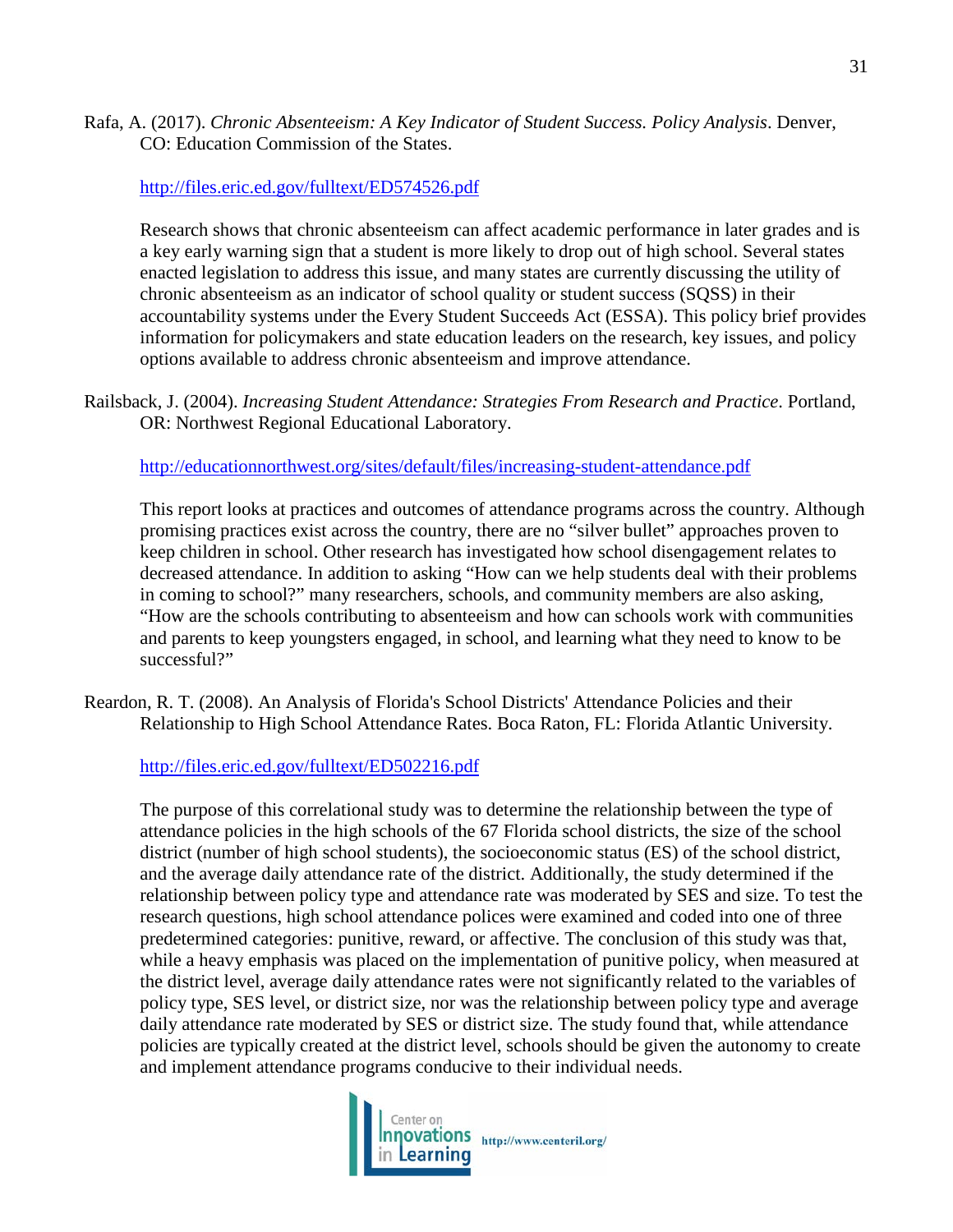Rafa, A. (2017). *Chronic Absenteeism: A Key Indicator of Student Success. Policy Analysis*. Denver, CO: Education Commission of the States.

http://files.eric.ed.gov/fulltext/ED574526.pdf

Research shows that chronic absenteeism can affect academic performance in later grades and is a key early warning sign that a student is more likely to drop out of high school. Several states enacted legislation to address this issue, and many states are currently discussing the utility of chronic absenteeism as an indicator of school quality or student success (SQSS) in their accountability systems under the Every Student Succeeds Act (ESSA). This policy brief provides information for policymakers and state education leaders on the research, key issues, and policy options available to address chronic absenteeism and improve attendance.

Railsback, J. (2004). *Increasing Student Attendance: Strategies From Research and Practice*. Portland, OR: Northwest Regional Educational Laboratory.

http://educationnorthwest.org/sites/default/files/increasing-student-attendance.pdf

This report looks at practices and outcomes of attendance programs across the country. Although promising practices exist across the country, there are no "silver bullet" approaches proven to keep children in school. Other research has investigated how school disengagement relates to decreased attendance. In addition to asking "How can we help students deal with their problems in coming to school?" many researchers, schools, and community members are also asking, "How are the schools contributing to absenteeism and how can schools work with communities and parents to keep youngsters engaged, in school, and learning what they need to know to be successful?"

Reardon, R. T. (2008). An Analysis of Florida's School Districts' Attendance Policies and their Relationship to High School Attendance Rates. Boca Raton, FL: Florida Atlantic University.

http://files.eric.ed.gov/fulltext/ED502216.pdf

The purpose of this correlational study was to determine the relationship between the type of attendance policies in the high schools of the 67 Florida school districts, the size of the school district (number of high school students), the socioeconomic status (ES) of the school district, and the average daily attendance rate of the district. Additionally, the study determined if the relationship between policy type and attendance rate was moderated by SES and size. To test the research questions, high school attendance polices were examined and coded into one of three predetermined categories: punitive, reward, or affective. The conclusion of this study was that, while a heavy emphasis was placed on the implementation of punitive policy, when measured at the district level, average daily attendance rates were not significantly related to the variables of policy type, SES level, or district size, nor was the relationship between policy type and average daily attendance rate moderated by SES or district size. The study found that, while attendance policies are typically created at the district level, schools should be given the autonomy to create and implement attendance programs conducive to their individual needs.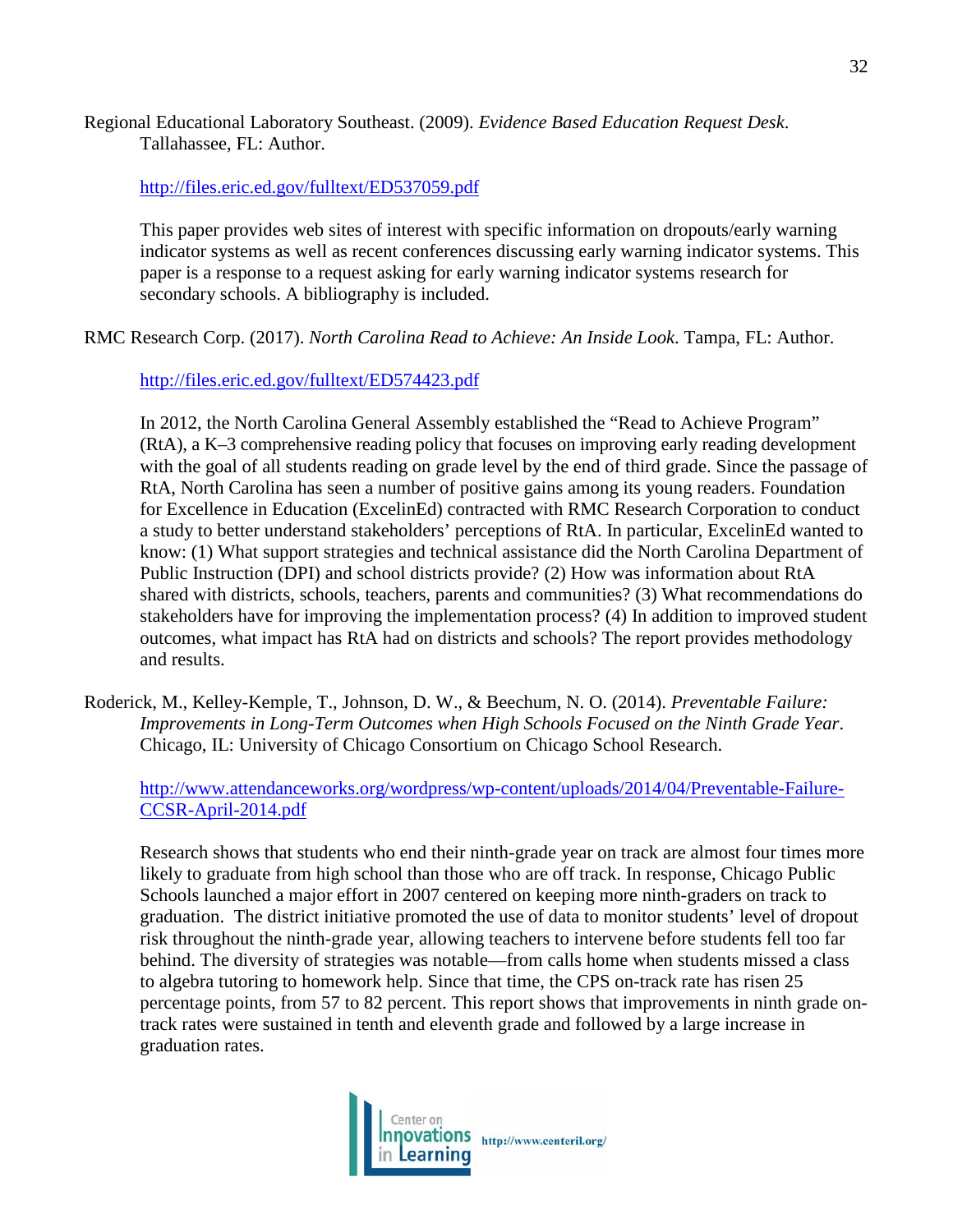Regional Educational Laboratory Southeast. (2009). *Evidence Based Education Request Desk*. Tallahassee, FL: Author.

http://files.eric.ed.gov/fulltext/ED537059.pdf

This paper provides web sites of interest with specific information on dropouts/early warning indicator systems as well as recent conferences discussing early warning indicator systems. This paper is a response to a request asking for early warning indicator systems research for secondary schools. A bibliography is included.

RMC Research Corp. (2017). *North Carolina Read to Achieve: An Inside Look*. Tampa, FL: Author.

http://files.eric.ed.gov/fulltext/ED574423.pdf

In 2012, the North Carolina General Assembly established the "Read to Achieve Program" (RtA), a K–3 comprehensive reading policy that focuses on improving early reading development with the goal of all students reading on grade level by the end of third grade. Since the passage of RtA, North Carolina has seen a number of positive gains among its young readers. Foundation for Excellence in Education (ExcelinEd) contracted with RMC Research Corporation to conduct a study to better understand stakeholders' perceptions of RtA. In particular, ExcelinEd wanted to know: (1) What support strategies and technical assistance did the North Carolina Department of Public Instruction (DPI) and school districts provide? (2) How was information about RtA shared with districts, schools, teachers, parents and communities? (3) What recommendations do stakeholders have for improving the implementation process? (4) In addition to improved student outcomes, what impact has RtA had on districts and schools? The report provides methodology and results.

Roderick, M., Kelley-Kemple, T., Johnson, D. W., & Beechum, N. O. (2014). *Preventable Failure: Improvements in Long-Term Outcomes when High Schools Focused on the Ninth Grade Year*. Chicago, IL: University of Chicago Consortium on Chicago School Research.

http://www.attendanceworks.org/wordpress/wp-content/uploads/2014/04/Preventable-Failure-CCSR-April-2014.pdf

Research shows that students who end their ninth-grade year on track are almost four times more likely to graduate from high school than those who are off track. In response, Chicago Public Schools launched a major effort in 2007 centered on keeping more ninth-graders on track to graduation. The district initiative promoted the use of data to monitor students' level of dropout risk throughout the ninth-grade year, allowing teachers to intervene before students fell too far behind. The diversity of strategies was notable—from calls home when students missed a class to algebra tutoring to homework help. Since that time, the CPS on-track rate has risen 25 percentage points, from 57 to 82 percent. This report shows that improvements in ninth grade on-track rates were sustained in tenth and eleventh grade and followed by a large increase in graduation rates.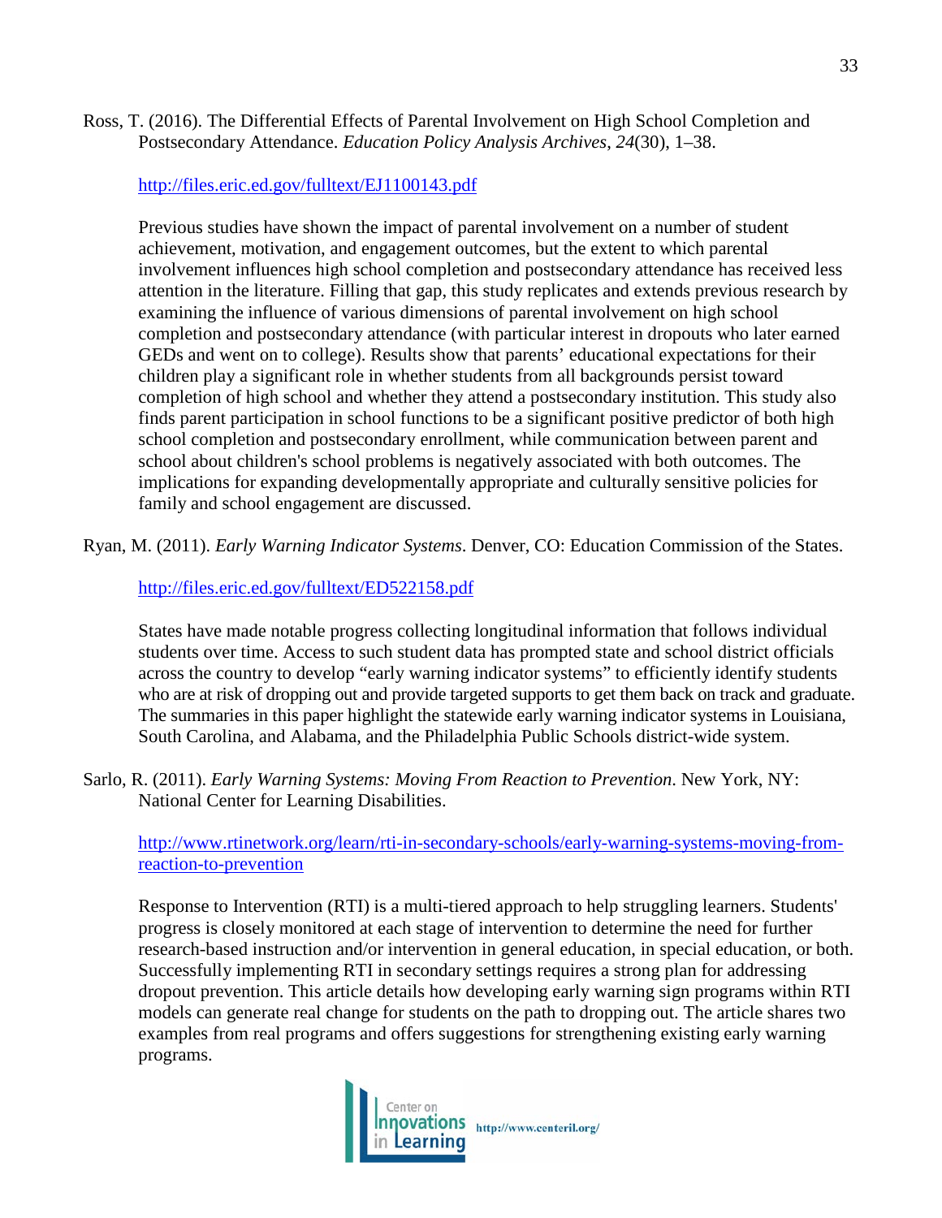Ross, T. (2016). The Differential Effects of Parental Involvement on High School Completion and Postsecondary Attendance. *Education Policy Analysis Archives*, *24*(30), 1–38.

http://files.eric.ed.gov/fulltext/EJ1100143.pdf

Previous studies have shown the impact of parental involvement on a number of student achievement, motivation, and engagement outcomes, but the extent to which parental involvement influences high school completion and postsecondary attendance has received less attention in the literature. Filling that gap, this study replicates and extends previous research by examining the influence of various dimensions of parental involvement on high school completion and postsecondary attendance (with particular interest in dropouts who later earned GEDs and went on to college). Results show that parents' educational expectations for their children play a significant role in whether students from all backgrounds persist toward completion of high school and whether they attend a postsecondary institution. This study also finds parent participation in school functions to be a significant positive predictor of both high school completion and postsecondary enrollment, while communication between parent and school about children's school problems is negatively associated with both outcomes. The implications for expanding developmentally appropriate and culturally sensitive policies for family and school engagement are discussed.

Ryan, M. (2011). *Early Warning Indicator Systems*. Denver, CO: Education Commission of the States.

http://files.eric.ed.gov/fulltext/ED522158.pdf

States have made notable progress collecting longitudinal information that follows individual students over time. Access to such student data has prompted state and school district officials across the country to develop "early warning indicator systems" to efficiently identify students who are at risk of dropping out and provide targeted supports to get them back on track and graduate. The summaries in this paper highlight the statewide early warning indicator systems in Louisiana, South Carolina, and Alabama, and the Philadelphia Public Schools district-wide system.

Sarlo, R. (2011). *Early Warning Systems: Moving From Reaction to Prevention*. New York, NY: National Center for Learning Disabilities.

http://www.rtinetwork.org/learn/rti-in-secondary-schools/early-warning-systems-moving-from-reaction-to-prevention

Response to Intervention (RTI) is a multi-tiered approach to help struggling learners. Students' progress is closely monitored at each stage of intervention to determine the need for further research-based instruction and/or intervention in general education, in special education, or both. Successfully implementing RTI in secondary settings requires a strong plan for addressing dropout prevention. This article details how developing early warning sign programs within RTI models can generate real change for students on the path to dropping out. The article shares two examples from real programs and offers suggestions for strengthening existing early warning programs.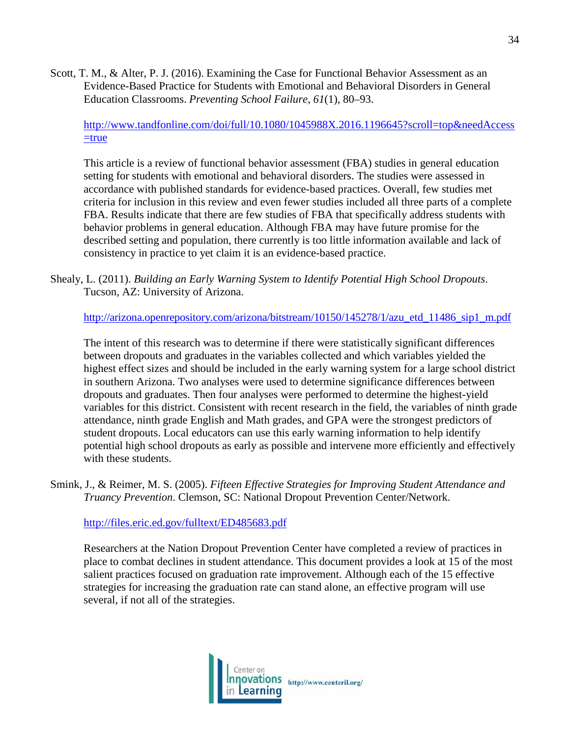Scott, T. M., & Alter, P. J. (2016). Examining the Case for Functional Behavior Assessment as an Evidence-Based Practice for Students with Emotional and Behavioral Disorders in General Education Classrooms. *Preventing School Failure*, *61*(1), 80–93.

http://www.tandfonline.com/doi/full/10.1080/1045988X.2016.1196645?scroll=top&needAccess=true

This article is a review of functional behavior assessment (FBA) studies in general education setting for students with emotional and behavioral disorders. The studies were assessed in accordance with published standards for evidence-based practices. Overall, few studies met criteria for inclusion in this review and even fewer studies included all three parts of a complete FBA. Results indicate that there are few studies of FBA that specifically address students with behavior problems in general education. Although FBA may have future promise for the described setting and population, there currently is too little information available and lack of consistency in practice to yet claim it is an evidence-based practice.

Shealy, L. (2011). *Building an Early Warning System to Identify Potential High School Dropouts*. Tucson, AZ: University of Arizona.

http://arizona.openrepository.com/arizona/bitstream/10150/145278/1/azu_etd_11486_sip1_m.pdf

The intent of this research was to determine if there were statistically significant differences between dropouts and graduates in the variables collected and which variables yielded the highest effect sizes and should be included in the early warning system for a large school district in southern Arizona. Two analyses were used to determine significance differences between dropouts and graduates. Then four analyses were performed to determine the highest-yield variables for this district. Consistent with recent research in the field, the variables of ninth grade attendance, ninth grade English and Math grades, and GPA were the strongest predictors of student dropouts. Local educators can use this early warning information to help identify potential high school dropouts as early as possible and intervene more efficiently and effectively with these students.

Smink, J., & Reimer, M. S. (2005). *Fifteen Effective Strategies for Improving Student Attendance and Truancy Prevention*. Clemson, SC: National Dropout Prevention Center/Network.

http://files.eric.ed.gov/fulltext/ED485683.pdf

Researchers at the Nation Dropout Prevention Center have completed a review of practices in place to combat declines in student attendance. This document provides a look at 15 of the most salient practices focused on graduation rate improvement. Although each of the 15 effective strategies for increasing the graduation rate can stand alone, an effective program will use several, if not all of the strategies.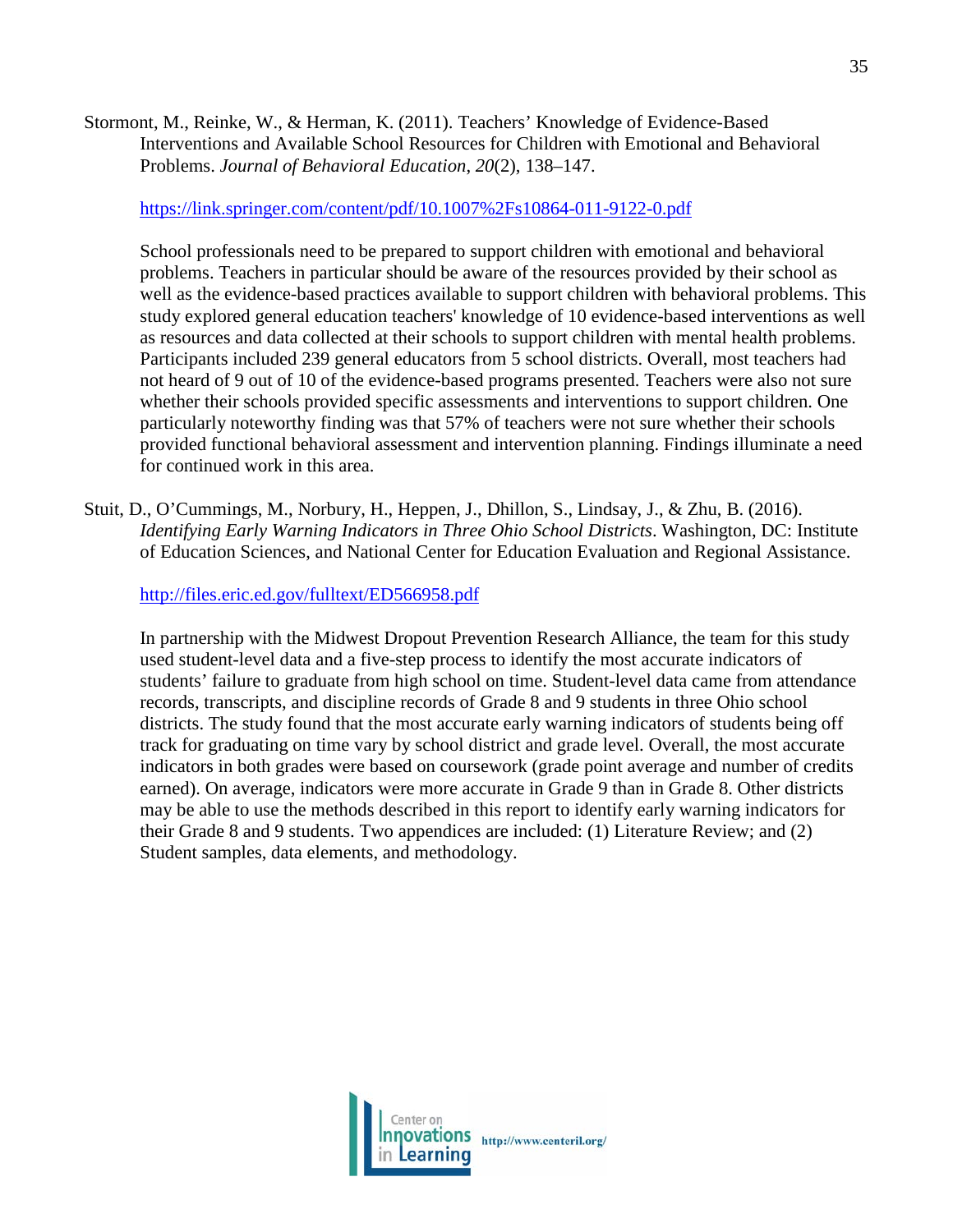Stormont, M., Reinke, W., & Herman, K. (2011). Teachers' Knowledge of Evidence-Based Interventions and Available School Resources for Children with Emotional and Behavioral Problems. *Journal of Behavioral Education*, *20*(2), 138–147.

https://link.springer.com/content/pdf/10.1007%2Fs10864-011-9122-0.pdf

School professionals need to be prepared to support children with emotional and behavioral problems. Teachers in particular should be aware of the resources provided by their school as well as the evidence-based practices available to support children with behavioral problems. This study explored general education teachers' knowledge of 10 evidence-based interventions as well as resources and data collected at their schools to support children with mental health problems. Participants included 239 general educators from 5 school districts. Overall, most teachers had not heard of 9 out of 10 of the evidence-based programs presented. Teachers were also not sure whether their schools provided specific assessments and interventions to support children. One particularly noteworthy finding was that 57% of teachers were not sure whether their schools provided functional behavioral assessment and intervention planning. Findings illuminate a need for continued work in this area.

Stuit, D., O'Cummings, M., Norbury, H., Heppen, J., Dhillon, S., Lindsay, J., & Zhu, B. (2016). *Identifying Early Warning Indicators in Three Ohio School Districts*. Washington, DC: Institute of Education Sciences, and National Center for Education Evaluation and Regional Assistance.

http://files.eric.ed.gov/fulltext/ED566958.pdf

In partnership with the Midwest Dropout Prevention Research Alliance, the team for this study used student-level data and a five-step process to identify the most accurate indicators of students' failure to graduate from high school on time. Student-level data came from attendance records, transcripts, and discipline records of Grade 8 and 9 students in three Ohio school districts. The study found that the most accurate early warning indicators of students being off track for graduating on time vary by school district and grade level. Overall, the most accurate indicators in both grades were based on coursework (grade point average and number of credits earned). On average, indicators were more accurate in Grade 9 than in Grade 8. Other districts may be able to use the methods described in this report to identify early warning indicators for their Grade 8 and 9 students. Two appendices are included: (1) Literature Review; and (2) Student samples, data elements, and methodology.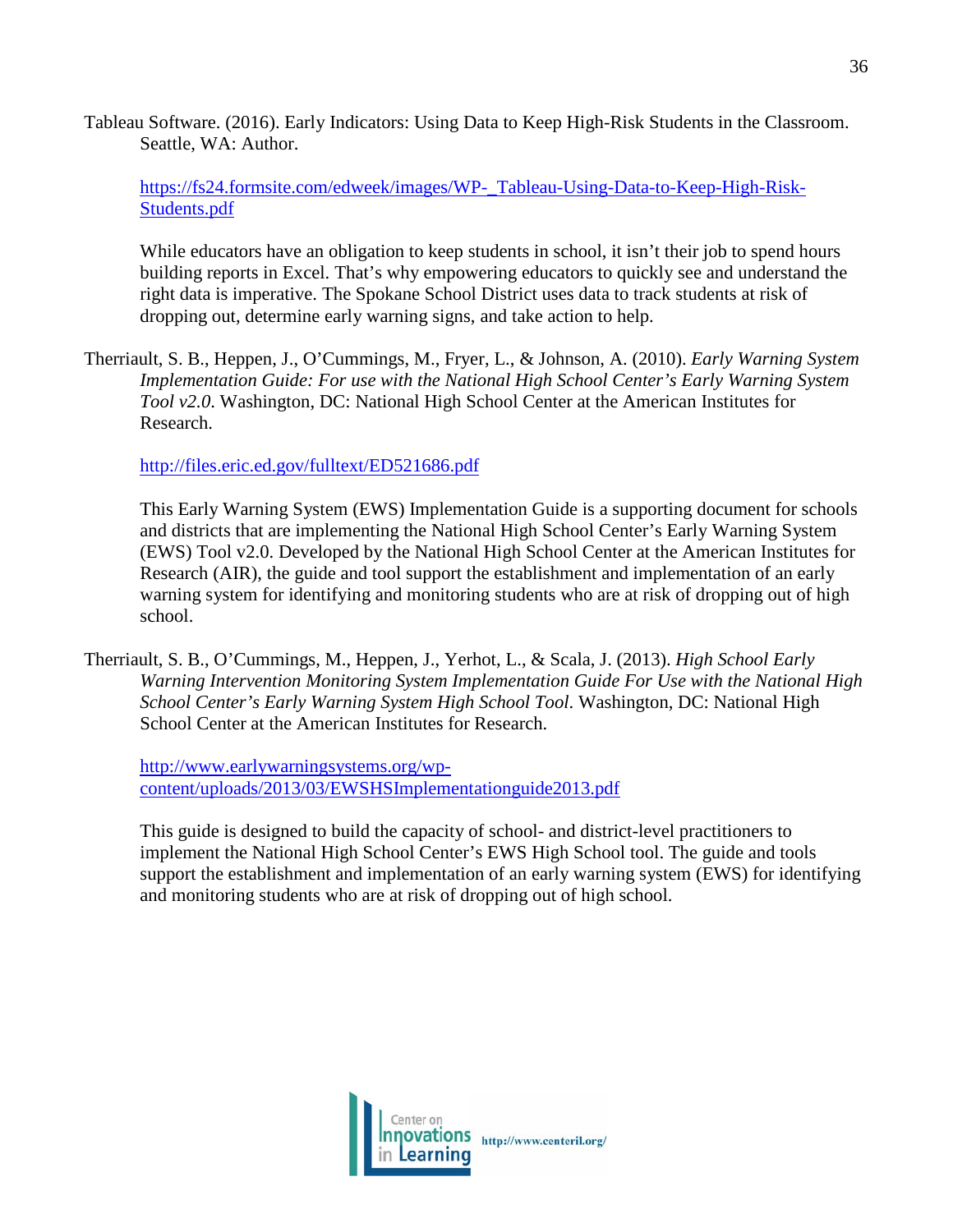Tableau Software. (2016). Early Indicators: Using Data to Keep High-Risk Students in the Classroom. Seattle, WA: Author.

https://fs24.formsite.com/edweek/images/WP-_Tableau-Using-Data-to-Keep-High-Risk-Students.pdf

While educators have an obligation to keep students in school, it isn't their job to spend hours building reports in Excel. That's why empowering educators to quickly see and understand the right data is imperative. The Spokane School District uses data to track students at risk of dropping out, determine early warning signs, and take action to help.

Therriault, S. B., Heppen, J., O'Cummings, M., Fryer, L., & Johnson, A. (2010). *Early Warning System Implementation Guide: For use with the National High School Center's Early Warning System Tool v2.0*. Washington, DC: National High School Center at the American Institutes for Research.

http://files.eric.ed.gov/fulltext/ED521686.pdf

This Early Warning System (EWS) Implementation Guide is a supporting document for schools and districts that are implementing the National High School Center's Early Warning System (EWS) Tool v2.0. Developed by the National High School Center at the American Institutes for Research (AIR), the guide and tool support the establishment and implementation of an early warning system for identifying and monitoring students who are at risk of dropping out of high school.

Therriault, S. B., O'Cummings, M., Heppen, J., Yerhot, L., & Scala, J. (2013). *High School Early Warning Intervention Monitoring System Implementation Guide For Use with the National High School Center's Early Warning System High School Tool*. Washington, DC: National High School Center at the American Institutes for Research.

http://www.earlywarningsystems.org/wp-content/uploads/2013/03/EWSHSImplementationguide2013.pdf

This guide is designed to build the capacity of school- and district-level practitioners to implement the National High School Center's EWS High School tool. The guide and tools support the establishment and implementation of an early warning system (EWS) for identifying and monitoring students who are at risk of dropping out of high school.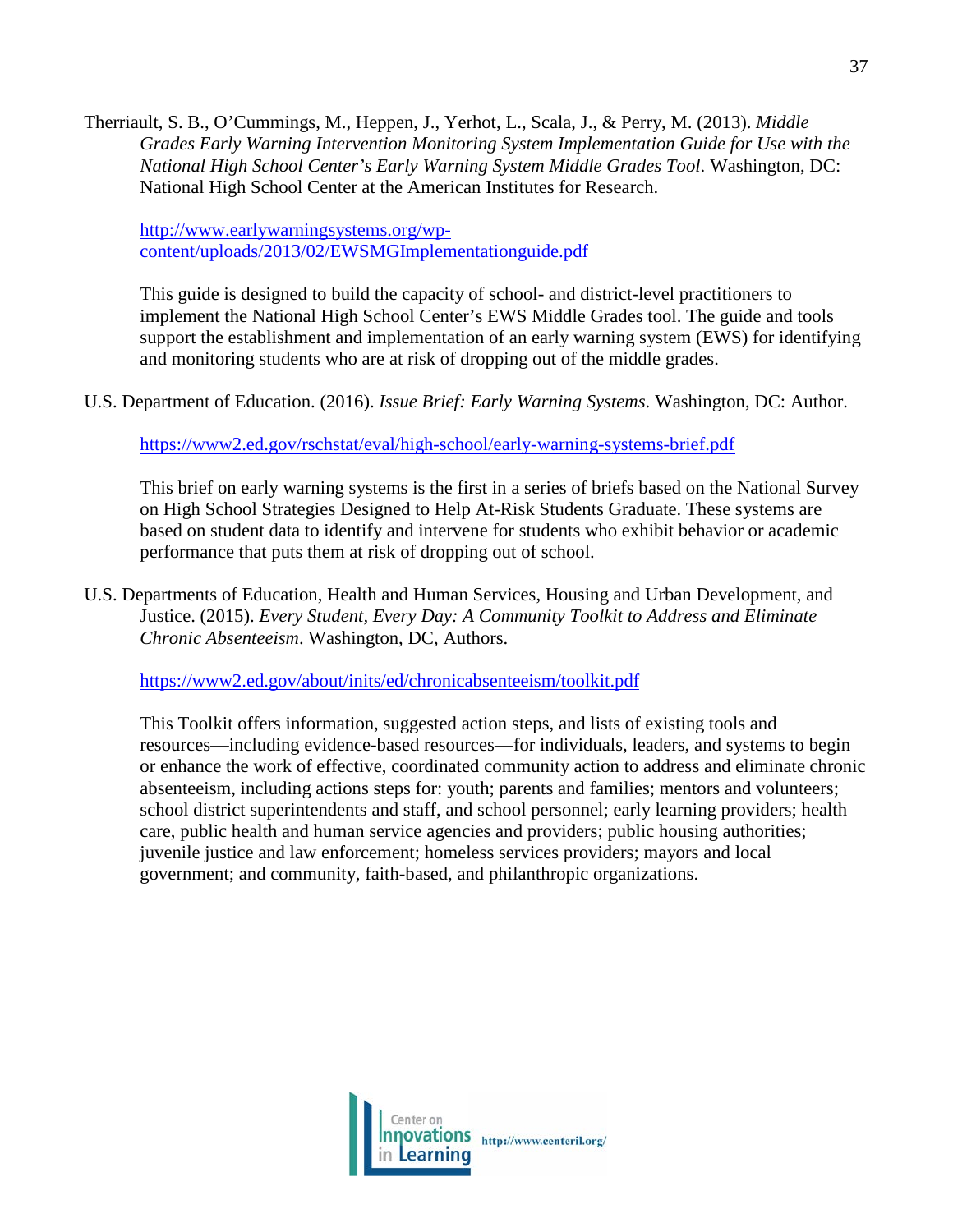Therriault, S. B., O'Cummings, M., Heppen, J., Yerhot, L., Scala, J., & Perry, M. (2013). *Middle Grades Early Warning Intervention Monitoring System Implementation Guide for Use with the National High School Center's Early Warning System Middle Grades Tool*. Washington, DC: National High School Center at the American Institutes for Research.

http://www.earlywarningsystems.org/wp-content/uploads/2013/02/EWSMGImplementationguide.pdf

This guide is designed to build the capacity of school- and district-level practitioners to implement the National High School Center's EWS Middle Grades tool. The guide and tools support the establishment and implementation of an early warning system (EWS) for identifying and monitoring students who are at risk of dropping out of the middle grades.

U.S. Department of Education. (2016). *Issue Brief: Early Warning Systems*. Washington, DC: Author.

https://www2.ed.gov/rschstat/eval/high-school/early-warning-systems-brief.pdf

This brief on early warning systems is the first in a series of briefs based on the National Survey on High School Strategies Designed to Help At-Risk Students Graduate. These systems are based on student data to identify and intervene for students who exhibit behavior or academic performance that puts them at risk of dropping out of school.

U.S. Departments of Education, Health and Human Services, Housing and Urban Development, and Justice. (2015). *Every Student, Every Day: A Community Toolkit to Address and Eliminate Chronic Absenteeism*. Washington, DC, Authors.

https://www2.ed.gov/about/inits/ed/chronicabsenteeism/toolkit.pdf

This Toolkit offers information, suggested action steps, and lists of existing tools and resources—including evidence-based resources—for individuals, leaders, and systems to begin or enhance the work of effective, coordinated community action to address and eliminate chronic absenteeism, including actions steps for: youth; parents and families; mentors and volunteers; school district superintendents and staff, and school personnel; early learning providers; health care, public health and human service agencies and providers; public housing authorities; juvenile justice and law enforcement; homeless services providers; mayors and local government; and community, faith-based, and philanthropic organizations.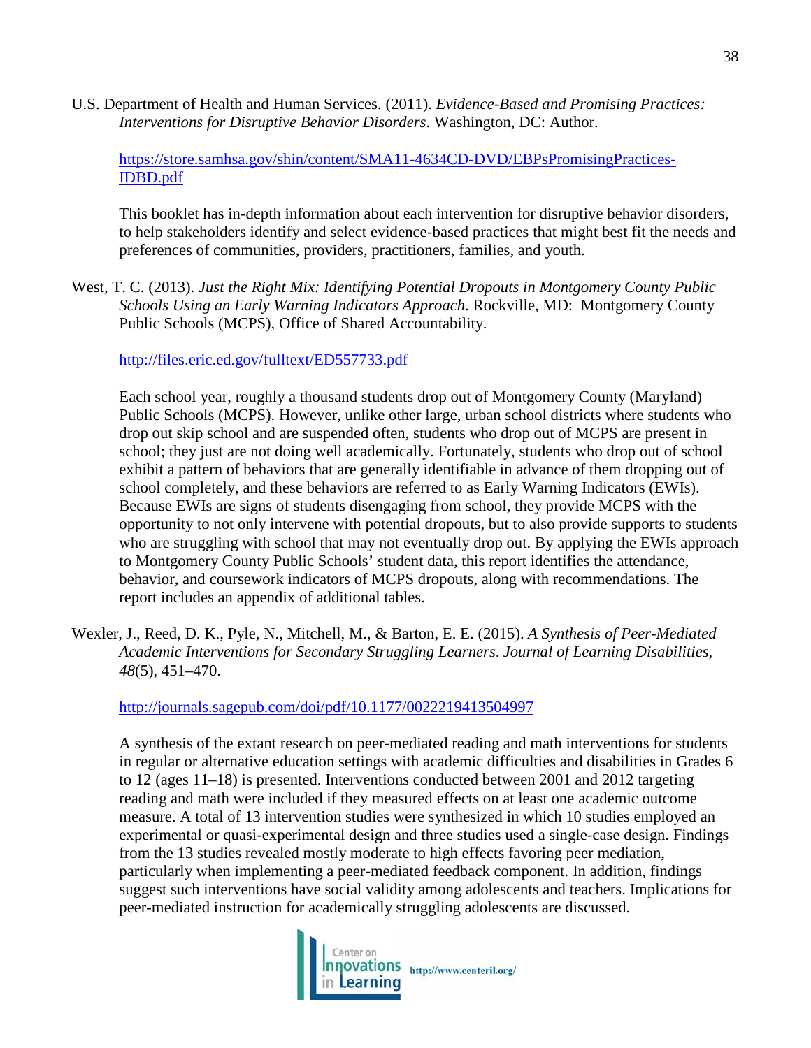U.S. Department of Health and Human Services. (2011). *Evidence-Based and Promising Practices: Interventions for Disruptive Behavior Disorders*. Washington, DC: Author.

https://store.samhsa.gov/shin/content/SMA11-4634CD-DVD/EBPsPromisingPractices-IDBD.pdf

This booklet has in-depth information about each intervention for disruptive behavior disorders, to help stakeholders identify and select evidence-based practices that might best fit the needs and preferences of communities, providers, practitioners, families, and youth.

West, T. C. (2013). *Just the Right Mix: Identifying Potential Dropouts in Montgomery County Public Schools Using an Early Warning Indicators Approach*. Rockville, MD: Montgomery County Public Schools (MCPS), Office of Shared Accountability.

http://files.eric.ed.gov/fulltext/ED557733.pdf

Each school year, roughly a thousand students drop out of Montgomery County (Maryland) Public Schools (MCPS). However, unlike other large, urban school districts where students who drop out skip school and are suspended often, students who drop out of MCPS are present in school; they just are not doing well academically. Fortunately, students who drop out of school exhibit a pattern of behaviors that are generally identifiable in advance of them dropping out of school completely, and these behaviors are referred to as Early Warning Indicators (EWIs). Because EWIs are signs of students disengaging from school, they provide MCPS with the opportunity to not only intervene with potential dropouts, but to also provide supports to students who are struggling with school that may not eventually drop out. By applying the EWIs approach to Montgomery County Public Schools' student data, this report identifies the attendance, behavior, and coursework indicators of MCPS dropouts, along with recommendations. The report includes an appendix of additional tables.

Wexler, J., Reed, D. K., Pyle, N., Mitchell, M., & Barton, E. E. (2015). *A Synthesis of Peer-Mediated Academic Interventions for Secondary Struggling Learners*. *Journal of Learning Disabilities*, *48*(5), 451–470.

http://journals.sagepub.com/doi/pdf/10.1177/0022219413504997

A synthesis of the extant research on peer-mediated reading and math interventions for students in regular or alternative education settings with academic difficulties and disabilities in Grades 6 to 12 (ages 11–18) is presented. Interventions conducted between 2001 and 2012 targeting reading and math were included if they measured effects on at least one academic outcome measure. A total of 13 intervention studies were synthesized in which 10 studies employed an experimental or quasi-experimental design and three studies used a single-case design. Findings from the 13 studies revealed mostly moderate to high effects favoring peer mediation, particularly when implementing a peer-mediated feedback component. In addition, findings suggest such interventions have social validity among adolescents and teachers. Implications for peer-mediated instruction for academically struggling adolescents are discussed.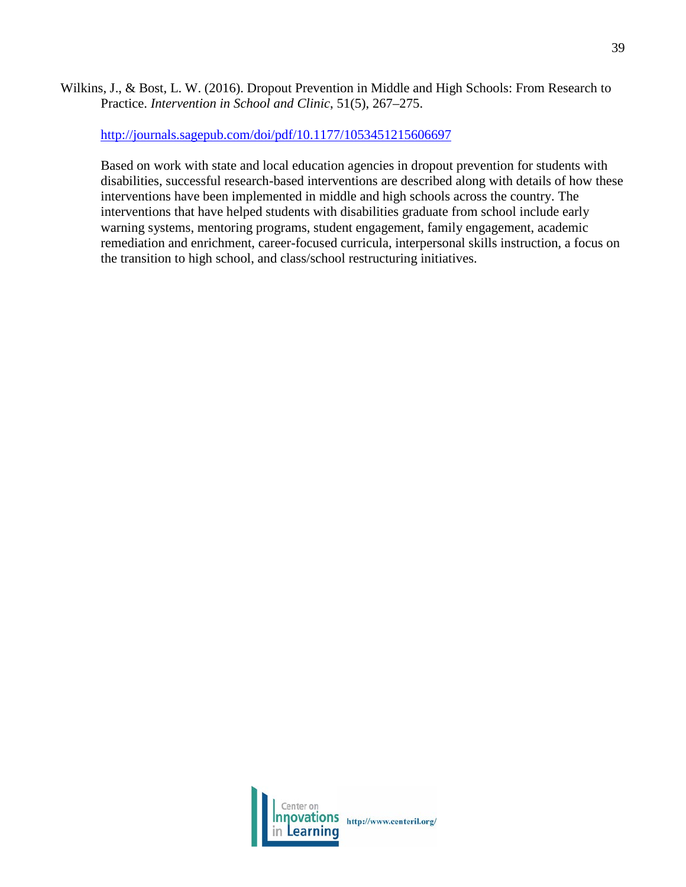Wilkins, J., & Bost, L. W. (2016). Dropout Prevention in Middle and High Schools: From Research to Practice. *Intervention in School and Clinic*, 51(5), 267–275.

http://journals.sagepub.com/doi/pdf/10.1177/1053451215606697

Based on work with state and local education agencies in dropout prevention for students with disabilities, successful research-based interventions are described along with details of how these interventions have been implemented in middle and high schools across the country. The interventions that have helped students with disabilities graduate from school include early warning systems, mentoring programs, student engagement, family engagement, academic remediation and enrichment, career-focused curricula, interpersonal skills instruction, a focus on the transition to high school, and class/school restructuring initiatives.